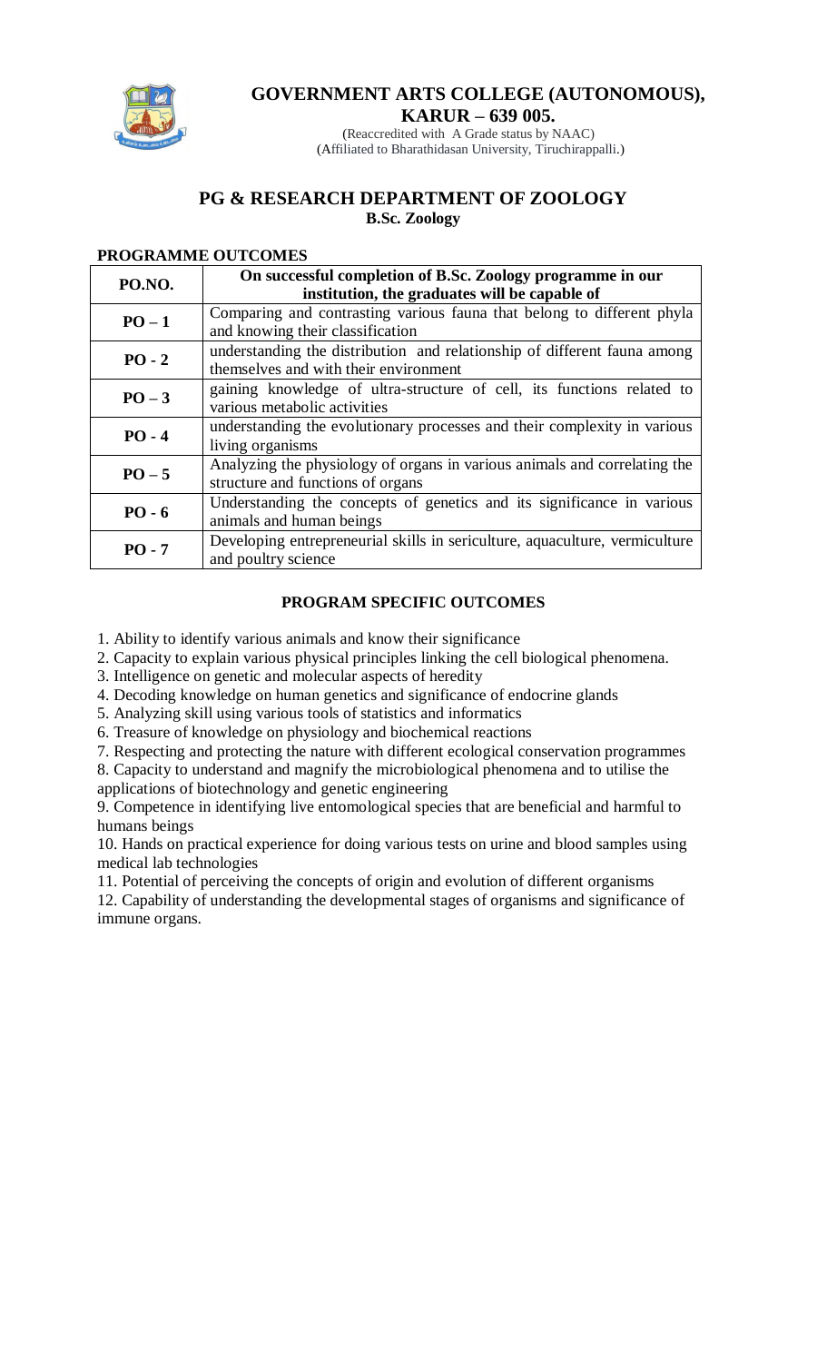# GOVERNMENT ARTS COLLEGE (AUTONOMOUS), KARUR – 639 005.

(Reaccredited with A Grade status by NAAC)
(Affiliated to Bharathidasan University, Tiruchirappalli.)

## PG & RESEARCH DEPARTMENT OF ZOOLOGY

**B.Sc. Zoology**

### PROGRAMME OUTCOMES

| PO.NO. | On successful completion of B.Sc. Zoology programme in our institution, the graduates will be capable of |
|---|---|
| PO – 1 | Comparing and contrasting various fauna that belong to different phyla and knowing their classification |
| PO - 2 | understanding the distribution and relationship of different fauna among themselves and with their environment |
| PO – 3 | gaining knowledge of ultra-structure of cell, its functions related to various metabolic activities |
| PO - 4 | understanding the evolutionary processes and their complexity in various living organisms |
| PO – 5 | Analyzing the physiology of organs in various animals and correlating the structure and functions of organs |
| PO - 6 | Understanding the concepts of genetics and its significance in various animals and human beings |
| PO - 7 | Developing entrepreneurial skills in sericulture, aquaculture, vermiculture and poultry science |

### PROGRAM SPECIFIC OUTCOMES

1. Ability to identify various animals and know their significance
2. Capacity to explain various physical principles linking the cell biological phenomena.
3. Intelligence on genetic and molecular aspects of heredity
4. Decoding knowledge on human genetics and significance of endocrine glands
5. Analyzing skill using various tools of statistics and informatics
6. Treasure of knowledge on physiology and biochemical reactions
7. Respecting and protecting the nature with different ecological conservation programmes
8. Capacity to understand and magnify the microbiological phenomena and to utilise the applications of biotechnology and genetic engineering
9. Competence in identifying live entomological species that are beneficial and harmful to humans beings
10. Hands on practical experience for doing various tests on urine and blood samples using medical lab technologies
11. Potential of perceiving the concepts of origin and evolution of different organisms
12. Capability of understanding the developmental stages of organisms and significance of immune organs.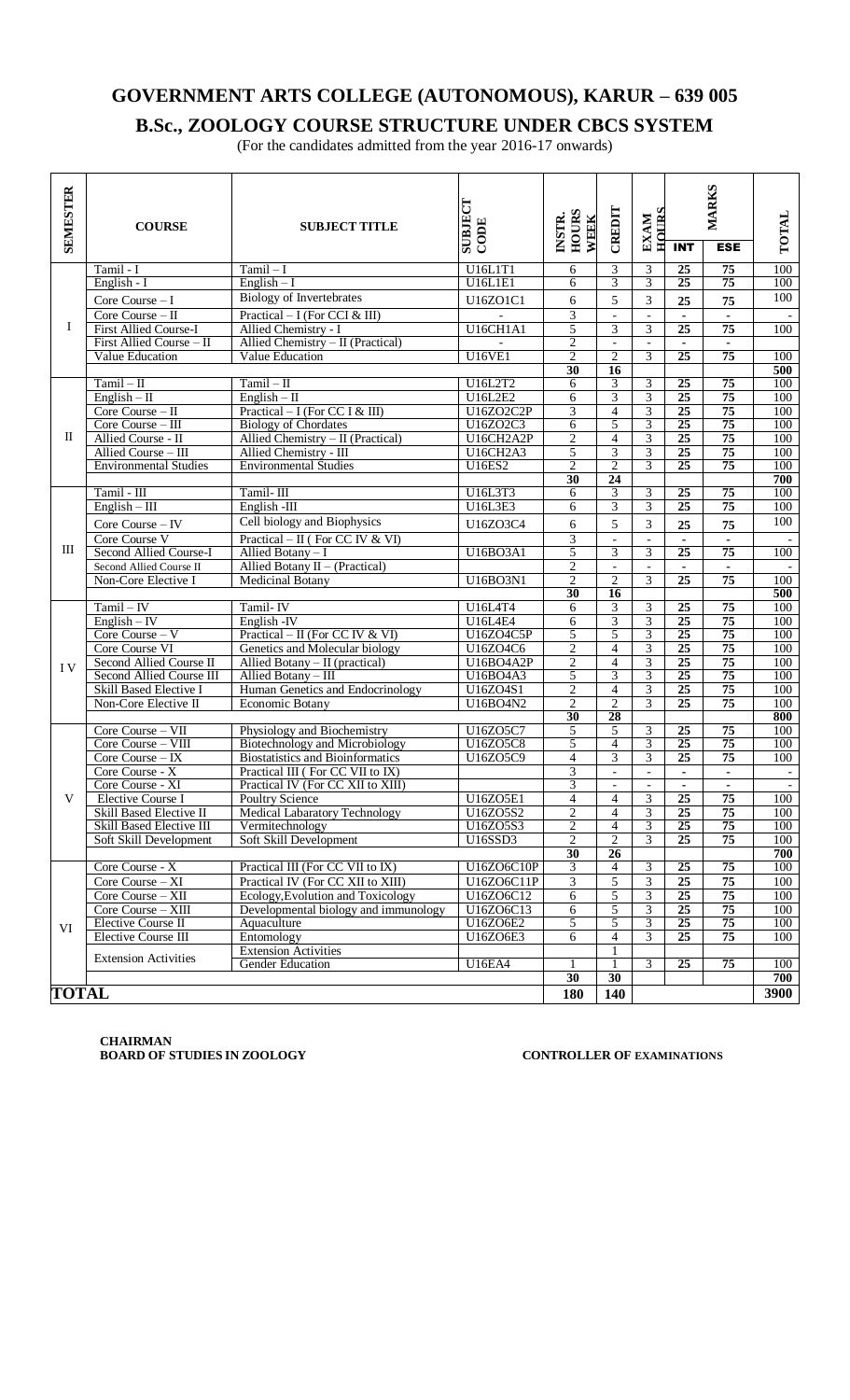# GOVERNMENT ARTS COLLEGE (AUTONOMOUS), KARUR – 639 005

## B.Sc., ZOOLOGY COURSE STRUCTURE UNDER CBCS SYSTEM

(For the candidates admitted from the year 2016-17 onwards)

| SEMESTER | COURSE | SUBJECT TITLE | SUBJECT CODE | INSTR. HOURS WEEK | CREDIT | EXAM HOURS | MARKS | | TOTAL |
|---|---|---|---|---|---|---|---|---|---|
| | | | | | | | INT | ESE | |
| I | Tamil - I | Tamil – I | U16L1T1 | 6 | 3 | 3 | 25 | 75 | 100 |
| | English - I | English – I | U16L1E1 | 6 | 3 | 3 | 25 | 75 | 100 |
| | Core Course – I | Biology of Invertebrates | U16ZO1C1 | 6 | 5 | 3 | 25 | 75 | 100 |
| | Core Course – II | Practical – I (For CCI & III) | - | 3 | - | - | - | - | - |
| | First Allied Course-I | Allied Chemistry - I | U16CH1A1 | 5 | 3 | 3 | 25 | 75 | 100 |
| | First Allied Course – II | Allied Chemistry – II (Practical) | - | 2 | - | - | - | - | |
| | Value Education | Value Education | U16VE1 | 2 | 2 | 3 | 25 | 75 | 100 |
| | | | | 30 | 16 | | | | 500 |
| II | Tamil – II | Tamil – II | U16L2T2 | 6 | 3 | 3 | 25 | 75 | 100 |
| | English – II | English – II | U16L2E2 | 6 | 3 | 3 | 25 | 75 | 100 |
| | Core Course – II | Practical – I (For CC I & III) | U16ZO2C2P | 3 | 4 | 3 | 25 | 75 | 100 |
| | Core Course – III | Biology of Chordates | U16ZO2C3 | 6 | 5 | 3 | 25 | 75 | 100 |
| | Allied Course - II | Allied Chemistry – II (Practical) | U16CH2A2P | 2 | 4 | 3 | 25 | 75 | 100 |
| | Allied Course – III | Allied Chemistry - III | U16CH2A3 | 5 | 3 | 3 | 25 | 75 | 100 |
| | Environmental Studies | Environmental Studies | U16ES2 | 2 | 2 | 3 | 25 | 75 | 100 |
| | | | | 30 | 24 | | | | 700 |
| III | Tamil - III | Tamil- III | U16L3T3 | 6 | 3 | 3 | 25 | 75 | 100 |
| | English – III | English -III | U16L3E3 | 6 | 3 | 3 | 25 | 75 | 100 |
| | Core Course – IV | Cell biology and Biophysics | U16ZO3C4 | 6 | 5 | 3 | 25 | 75 | 100 |
| | Core Course V | Practical – II ( For CC IV & VI) | | 3 | - | - | - | - | - |
| | Second Allied Course-I | Allied Botany – I | U16BO3A1 | 5 | 3 | 3 | 25 | 75 | 100 |
| | Second Allied Course II | Allied Botany II – (Practical) | | 2 | - | - | - | - | - |
| | Non-Core Elective I | Medicinal Botany | U16BO3N1 | 2 | 2 | 3 | 25 | 75 | 100 |
| | | | | 30 | 16 | | | | 500 |
| I V | Tamil – IV | Tamil- IV | U16L4T4 | 6 | 3 | 3 | 25 | 75 | 100 |
| | English – IV | English -IV | U16L4E4 | 6 | 3 | 3 | 25 | 75 | 100 |
| | Core Course – V | Practical – II (For CC IV & VI) | U16ZO4C5P | 5 | 5 | 3 | 25 | 75 | 100 |
| | Core Course VI | Genetics and Molecular biology | U16ZO4C6 | 2 | 4 | 3 | 25 | 75 | 100 |
| | Second Allied Course II | Allied Botany – II (practical) | U16BO4A2P | 2 | 4 | 3 | 25 | 75 | 100 |
| | Second Allied Course III | Allied Botany – III | U16BO4A3 | 5 | 3 | 3 | 25 | 75 | 100 |
| | Skill Based Elective I | Human Genetics and Endocrinology | U16ZO4S1 | 2 | 4 | 3 | 25 | 75 | 100 |
| | Non-Core Elective II | Economic Botany | U16BO4N2 | 2 | 2 | 3 | 25 | 75 | 100 |
| | | | | 30 | 28 | | | | 800 |
| V | Core Course – VII | Physiology and Biochemistry | U16ZO5C7 | 5 | 5 | 3 | 25 | 75 | 100 |
| | Core Course – VIII | Biotechnology and Microbiology | U16ZO5C8 | 5 | 4 | 3 | 25 | 75 | 100 |
| | Core Course – IX | Biostatistics and Bioinformatics | U16ZO5C9 | 4 | 3 | 3 | 25 | 75 | 100 |
| | Core Course - X | Practical III ( For CC VII to IX) | | 3 | - | - | - | - | - |
| | Core Course - XI | Practical IV (For CC XII to XIII) | | 3 | - | - | - | - | - |
| | Elective Course I | Poultry Science | U16ZO5E1 | 4 | 4 | 3 | 25 | 75 | 100 |
| | Skill Based Elective II | Medical Labaratory Technology | U16ZO5S2 | 2 | 4 | 3 | 25 | 75 | 100 |
| | Skill Based Elective III | Vermitechnology | U16ZO5S3 | 2 | 4 | 3 | 25 | 75 | 100 |
| | Soft Skill Development | Soft Skill Development | U16SSD3 | 2 | 2 | 3 | 25 | 75 | 100 |
| | | | | 30 | 26 | | | | 700 |
| VI | Core Course - X | Practical III (For CC VII to IX) | U16ZO6C10P | 3 | 4 | 3 | 25 | 75 | 100 |
| | Core Course – XI | Practical IV (For CC XII to XIII) | U16ZO6C11P | 3 | 5 | 3 | 25 | 75 | 100 |
| | Core Course – XII | Ecology,Evolution and Toxicology | U16ZO6C12 | 6 | 5 | 3 | 25 | 75 | 100 |
| | Core Course – XIII | Developmental biology and immunology | U16ZO6C13 | 6 | 5 | 3 | 25 | 75 | 100 |
| | Elective Course II | Aquaculture | U16ZO6E2 | 5 | 5 | 3 | 25 | 75 | 100 |
| | Elective Course III | Entomology | U16ZO6E3 | 6 | 4 | 3 | 25 | 75 | 100 |
| | Extension Activities | Extension Activities | | | 1 | | | | |
| | | Gender Education | U16EA4 | 1 | 1 | 3 | 25 | 75 | 100 |
| | | | | 30 | 30 | | | | 700 |
| **TOTAL** | | | | 180 | 140 | | | | 3900 |

**CHAIRMAN**
**BOARD OF STUDIES IN ZOOLOGY**

**CONTROLLER OF EXAMINATIONS**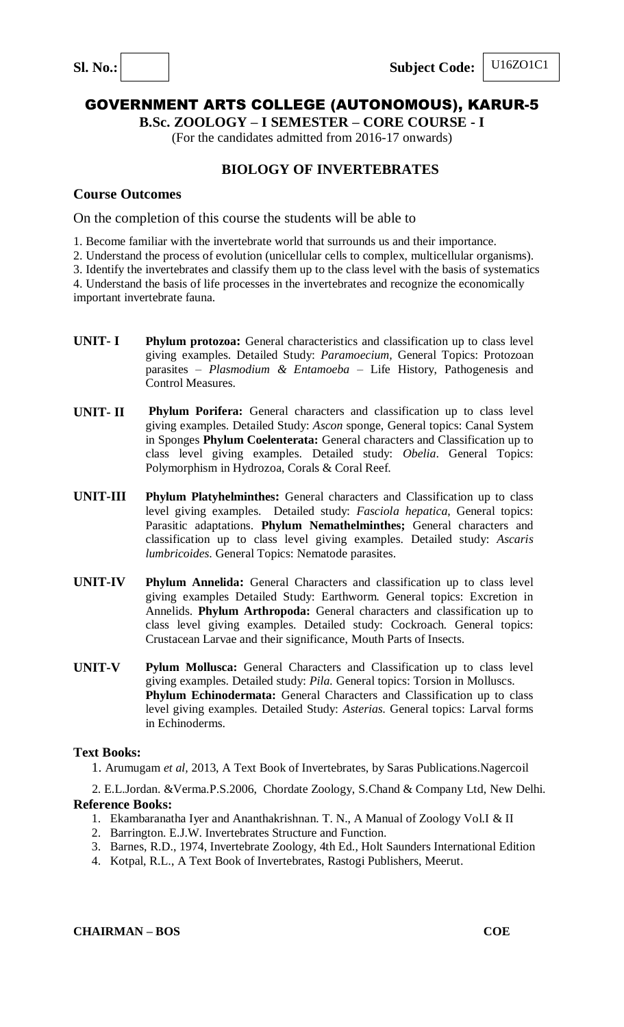**Sl. No.:** | **Subject Code:** U16ZO1C1

# GOVERNMENT ARTS COLLEGE (AUTONOMOUS), KARUR-5

**B.Sc. ZOOLOGY – I SEMESTER – CORE COURSE - I**

(For the candidates admitted from 2016-17 onwards)

## BIOLOGY OF INVERTEBRATES

### Course Outcomes

On the completion of this course the students will be able to

1. Become familiar with the invertebrate world that surrounds us and their importance.
2. Understand the process of evolution (unicellular cells to complex, multicellular organisms).
3. Identify the invertebrates and classify them up to the class level with the basis of systematics
4. Understand the basis of life processes in the invertebrates and recognize the economically important invertebrate fauna.

**UNIT- I** **Phylum protozoa:** General characteristics and classification up to class level giving examples. Detailed Study: *Paramoecium,* General Topics: Protozoan parasites – *Plasmodium & Entamoeba* – Life History, Pathogenesis and Control Measures.

**UNIT- II** **Phylum Porifera:** General characters and classification up to class level giving examples. Detailed Study: *Ascon* sponge, General topics: Canal System in Sponges **Phylum Coelenterata:** General characters and Classification up to class level giving examples. Detailed study: *Obelia*. General Topics: Polymorphism in Hydrozoa, Corals & Coral Reef.

**UNIT-III** **Phylum Platyhelminthes:** General characters and Classification up to class level giving examples. Detailed study: *Fasciola hepatica,* General topics: Parasitic adaptations. **Phylum Nemathelminthes;** General characters and classification up to class level giving examples. Detailed study: *Ascaris lumbricoides*. General Topics: Nematode parasites.

**UNIT-IV** **Phylum Annelida:** General Characters and classification up to class level giving examples Detailed Study: Earthworm. General topics: Excretion in Annelids. **Phylum Arthropoda:** General characters and classification up to class level giving examples. Detailed study: Cockroach. General topics: Crustacean Larvae and their significance, Mouth Parts of Insects.

**UNIT-V** **Pylum Mollusca:** General Characters and Classification up to class level giving examples. Detailed study: *Pila.* General topics: Torsion in Molluscs. **Phylum Echinodermata:** General Characters and Classification up to class level giving examples. Detailed Study: *Asterias.* General topics: Larval forms in Echinoderms.

### Text Books:

1. Arumugam *et al,* 2013, A Text Book of Invertebrates, by Saras Publications.Nagercoil
2. E.L.Jordan. &Verma.P.S.2006, Chordate Zoology, S.Chand & Company Ltd, New Delhi.

### Reference Books:

1. Ekambaranatha Iyer and Ananthakrishnan. T. N., A Manual of Zoology Vol.I & II
2. Barrington. E.J.W. Invertebrates Structure and Function.
3. Barnes, R.D., 1974, Invertebrate Zoology, 4th Ed., Holt Saunders International Edition
4. Kotpal, R.L., A Text Book of Invertebrates, Rastogi Publishers, Meerut.

**CHAIRMAN – BOS** **COE**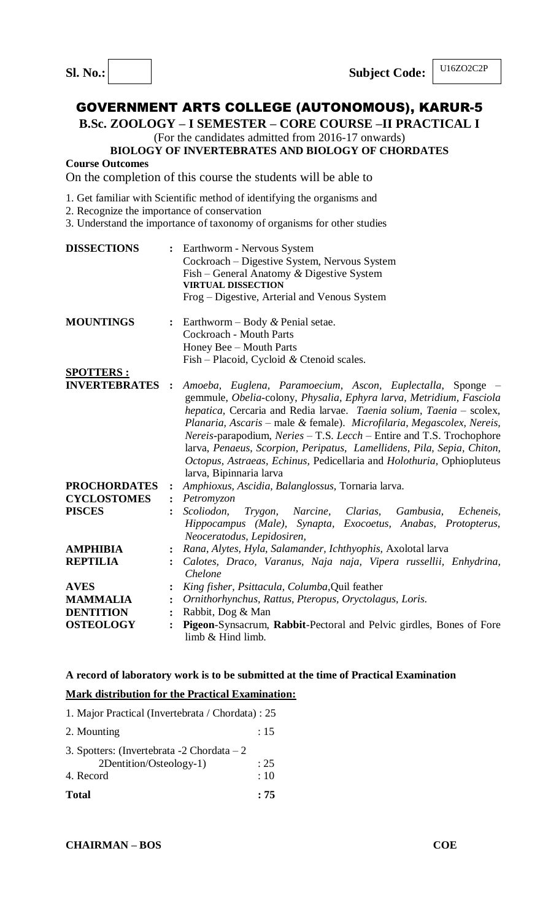**Sl. No.:** &nbsp;&nbsp;&nbsp;&nbsp; **Subject Code:** U16ZO2C2P

# GOVERNMENT ARTS COLLEGE (AUTONOMOUS), KARUR-5

## B.Sc. ZOOLOGY – I SEMESTER – CORE COURSE –II PRACTICAL I

(For the candidates admitted from 2016-17 onwards)

### BIOLOGY OF INVERTEBRATES AND BIOLOGY OF CHORDATES

**Course Outcomes**

On the completion of this course the students will be able to

1. Get familiar with Scientific method of identifying the organisms and
2. Recognize the importance of conservation
3. Understand the importance of taxonomy of organisms for other studies

**DISSECTIONS** :
Earthworm - Nervous System
Cockroach – Digestive System, Nervous System
Fish – General Anatomy & Digestive System
**VIRTUAL DISSECTION**
Frog – Digestive, Arterial and Venous System

**MOUNTINGS** :
Earthworm – Body & Penial setae.
Cockroach - Mouth Parts
Honey Bee – Mouth Parts
Fish – Placoid, Cycloid & Ctenoid scales.

**SPOTTERS :**

**INVERTEBRATES** : *Amoeba, Euglena, Paramoecium, Ascon, Euplectalla,* Sponge – gemmule, *Obelia*-colony, *Physalia, Ephyra larva, Metridium, Fasciola hepatica,* Cercaria and Redia larvae. *Taenia solium, Taenia* – scolex, *Planaria, Ascaris* – male & female). *Microfilaria, Megascolex, Nereis, Nereis*-parapodium, *Neries* – T.S. *Lecch* – Entire and T.S. Trochophore larva, *Penaeus, Scorpion, Peripatus, Lamellidens, Pila, Sepia, Chiton, Octopus, Astraeas, Echinus,* Pedicellaria and *Holothuria,* Ophiopluteus larva, Bipinnaria larva

**PROCHORDATES** : *Amphioxus, Ascidia, Balanglossus,* Tornaria larva.

**CYCLOSTOMES** : *Petromyzon*

**PISCES** : *Scoliodon, Trygon, Narcine, Clarias, Gambusia, Echeneis, Hippocampus (Male), Synapta, Exocoetus, Anabas, Protopterus, Neoceratodus, Lepidosiren,*

**AMPHIBIA** : *Rana, Alytes, Hyla, Salamander, Ichthyophis,* Axolotal larva

**REPTILIA** : *Calotes, Draco, Varanus, Naja naja, Vipera russellii, Enhydrina, Chelone*

**AVES** : *King fisher, Psittacula, Columba,*Quil feather

**MAMMALIA** : *Ornithorhynchus, Rattus, Pteropus, Oryctolagus, Loris.*

**DENTITION** : Rabbit, Dog & Man

**OSTEOLOGY** : **Pigeon**-Synsacrum, **Rabbit**-Pectoral and Pelvic girdles, Bones of Fore limb & Hind limb.

**A record of laboratory work is to be submitted at the time of Practical Examination**

**Mark distribution for the Practical Examination:**

| | |
|---|---|
| 1. Major Practical (Invertebrata / Chordata) | : 25 |
| 2. Mounting | : 15 |
| 3. Spotters: (Invertebrata -2 Chordata – 2 2Dentition/Osteology-1) | : 25 |
| 4. Record | : 10 |
| **Total** | **: 75** |

**CHAIRMAN – BOS** &nbsp;&nbsp;&nbsp;&nbsp; **COE**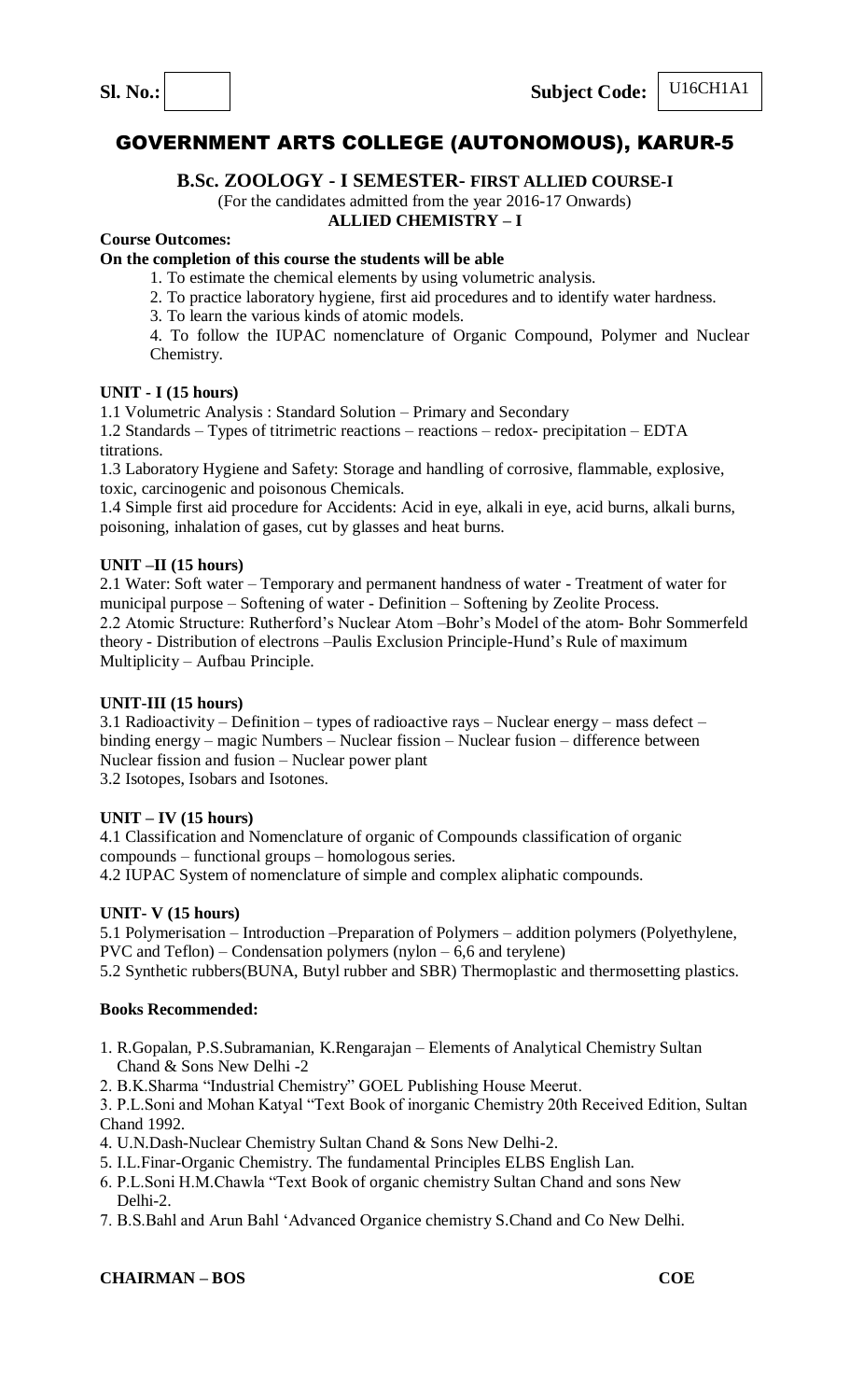**Sl. No.:** | | **Subject Code:** U16CH1A1

# GOVERNMENT ARTS COLLEGE (AUTONOMOUS), KARUR-5

## B.Sc. ZOOLOGY - I SEMESTER- FIRST ALLIED COURSE-I

(For the candidates admitted from the year 2016-17 Onwards)

**ALLIED CHEMISTRY – I**

**Course Outcomes:**

**On the completion of this course the students will be able**

1. To estimate the chemical elements by using volumetric analysis.
2. To practice laboratory hygiene, first aid procedures and to identify water hardness.
3. To learn the various kinds of atomic models.
4. To follow the IUPAC nomenclature of Organic Compound, Polymer and Nuclear Chemistry.

**UNIT - I (15 hours)**

1.1 Volumetric Analysis : Standard Solution – Primary and Secondary

1.2 Standards – Types of titrimetric reactions – reactions – redox- precipitation – EDTA titrations.

1.3 Laboratory Hygiene and Safety: Storage and handling of corrosive, flammable, explosive, toxic, carcinogenic and poisonous Chemicals.

1.4 Simple first aid procedure for Accidents: Acid in eye, alkali in eye, acid burns, alkali burns, poisoning, inhalation of gases, cut by glasses and heat burns.

**UNIT –II (15 hours)**

2.1 Water: Soft water – Temporary and permanent handness of water - Treatment of water for municipal purpose – Softening of water - Definition – Softening by Zeolite Process.

2.2 Atomic Structure: Rutherford's Nuclear Atom –Bohr's Model of the atom- Bohr Sommerfeld theory - Distribution of electrons –Paulis Exclusion Principle-Hund's Rule of maximum Multiplicity – Aufbau Principle.

**UNIT-III (15 hours)**

3.1 Radioactivity – Definition – types of radioactive rays – Nuclear energy – mass defect – binding energy – magic Numbers – Nuclear fission – Nuclear fusion – difference between Nuclear fission and fusion – Nuclear power plant

3.2 Isotopes, Isobars and Isotones.

**UNIT – IV (15 hours)**

4.1 Classification and Nomenclature of organic of Compounds classification of organic compounds – functional groups – homologous series.

4.2 IUPAC System of nomenclature of simple and complex aliphatic compounds.

**UNIT- V (15 hours)**

5.1 Polymerisation – Introduction –Preparation of Polymers – addition polymers (Polyethylene, PVC and Teflon) – Condensation polymers (nylon – 6,6 and terylene)

5.2 Synthetic rubbers(BUNA, Butyl rubber and SBR) Thermoplastic and thermosetting plastics.

**Books Recommended:**

1. R.Gopalan, P.S.Subramanian, K.Rengarajan – Elements of Analytical Chemistry Sultan Chand & Sons New Delhi -2
2. B.K.Sharma "Industrial Chemistry" GOEL Publishing House Meerut.
3. P.L.Soni and Mohan Katyal "Text Book of inorganic Chemistry 20th Received Edition, Sultan Chand 1992.
4. U.N.Dash-Nuclear Chemistry Sultan Chand & Sons New Delhi-2.
5. I.L.Finar-Organic Chemistry. The fundamental Principles ELBS English Lan.
6. P.L.Soni H.M.Chawla "Text Book of organic chemistry Sultan Chand and sons New Delhi-2.
7. B.S.Bahl and Arun Bahl 'Advanced Organice chemistry S.Chand and Co New Delhi.

**CHAIRMAN – BOS** **COE**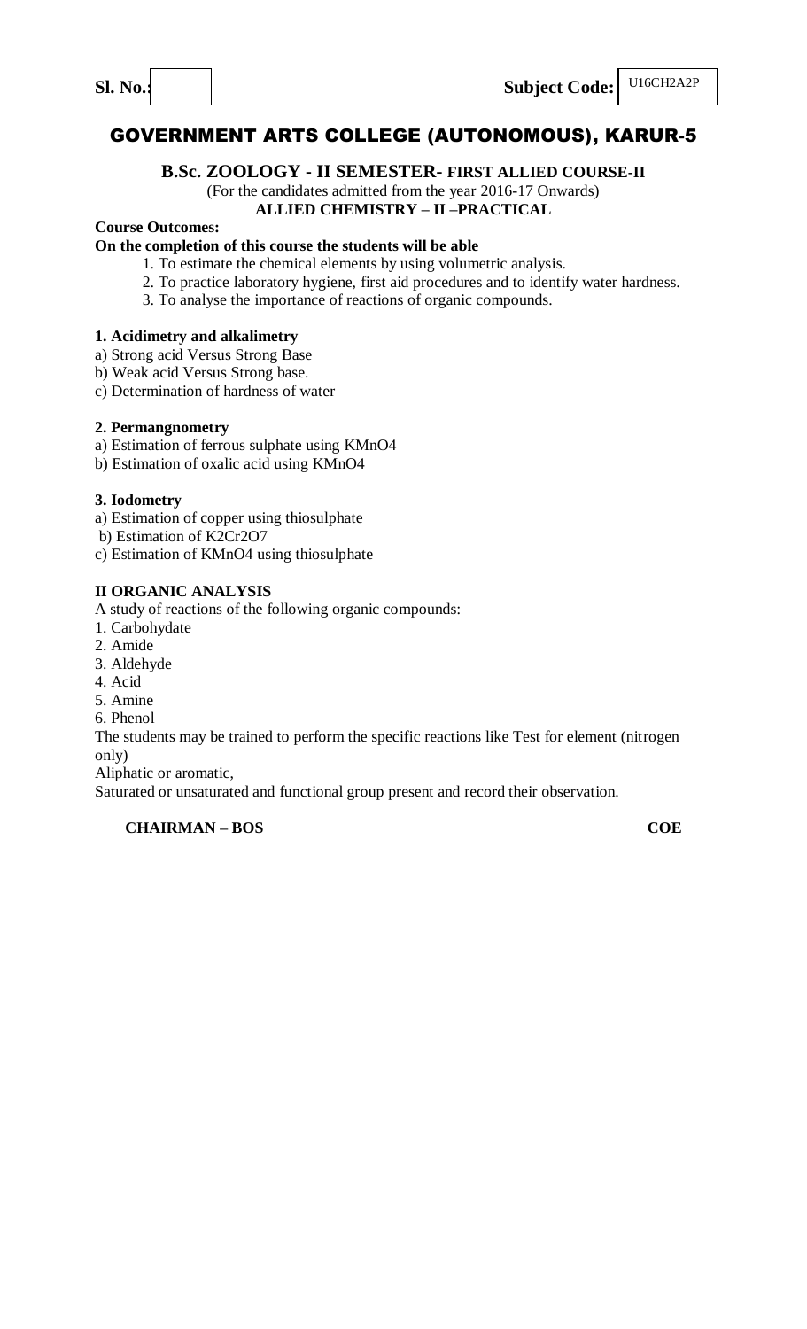**Sl. No.:** **Subject Code:** U16CH2A2P

# GOVERNMENT ARTS COLLEGE (AUTONOMOUS), KARUR-5

## B.Sc. ZOOLOGY - II SEMESTER- FIRST ALLIED COURSE-II

(For the candidates admitted from the year 2016-17 Onwards)

**ALLIED CHEMISTRY – II –PRACTICAL**

**Course Outcomes:**

**On the completion of this course the students will be able**

1. To estimate the chemical elements by using volumetric analysis.
2. To practice laboratory hygiene, first aid procedures and to identify water hardness.
3. To analyse the importance of reactions of organic compounds.

**1. Acidimetry and alkalimetry**

a) Strong acid Versus Strong Base
b) Weak acid Versus Strong base.
c) Determination of hardness of water

**2. Permangnometry**

a) Estimation of ferrous sulphate using $KMnO_4$
b) Estimation of oxalic acid using $KMnO_4$

**3. Iodometry**

a) Estimation of copper using thiosulphate
b) Estimation of $K_2Cr_2O_7$
c) Estimation of $KMnO_4$ using thiosulphate

**II ORGANIC ANALYSIS**

A study of reactions of the following organic compounds:

1. Carbohydate
2. Amide
3. Aldehyde
4. Acid
5. Amine
6. Phenol

The students may be trained to perform the specific reactions like Test for element (nitrogen only)

Aliphatic or aromatic,

Saturated or unsaturated and functional group present and record their observation.

**CHAIRMAN – BOS** **COE**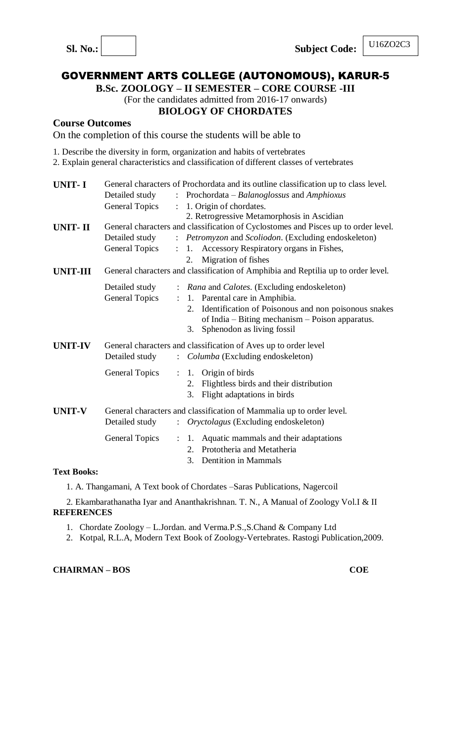**Sl. No.:** **Subject Code:** U16ZO2C3

# GOVERNMENT ARTS COLLEGE (AUTONOMOUS), KARUR-5

**B.Sc. ZOOLOGY – II SEMESTER – CORE COURSE -III**

(For the candidates admitted from 2016-17 onwards)

## BIOLOGY OF CHORDATES

**Course Outcomes**

On the completion of this course the students will be able to

1. Describe the diversity in form, organization and habits of vertebrates
2. Explain general characteristics and classification of different classes of vertebrates

**UNIT- I**

General characters of Prochordata and its outline classification up to class level.

Detailed study : Prochordata – *Balanoglossus* and *Amphioxus*

General Topics :
1. Origin of chordates.
2. Retrogressive Metamorphosis in Ascidian

**UNIT- II**

General characters and classification of Cyclostomes and Pisces up to order level.

Detailed study : *Petromyzon* and *Scoliodon*. (Excluding endoskeleton)

General Topics :
1. Accessory Respiratory organs in Fishes,
2. Migration of fishes

**UNIT-III**

General characters and classification of Amphibia and Reptilia up to order level.

Detailed study : *Rana* and *Calotes*. (Excluding endoskeleton)

General Topics :
1. Parental care in Amphibia.
2. Identification of Poisonous and non poisonous snakes of India – Biting mechanism – Poison apparatus.
3. Sphenodon as living fossil

**UNIT-IV**

General characters and classification of Aves up to order level

Detailed study : *Columba* (Excluding endoskeleton)

General Topics :
1. Origin of birds
2. Flightless birds and their distribution
3. Flight adaptations in birds

**UNIT-V**

General characters and classification of Mammalia up to order level.

Detailed study : *Oryctolagus* (Excluding endoskeleton)

General Topics :
1. Aquatic mammals and their adaptations
2. Prototheria and Metatheria
3. Dentition in Mammals

**Text Books:**

1. A. Thangamani, A Text book of Chordates –Saras Publications, Nagercoil
2. Ekambarathanatha Iyar and Ananthakrishnan. T. N., A Manual of Zoology Vol.I & II

**REFERENCES**

1. Chordate Zoology – L.Jordan. and Verma.P.S.,S.Chand & Company Ltd
2. Kotpal, R.L.A, Modern Text Book of Zoology-Vertebrates. Rastogi Publication,2009.

**CHAIRMAN – BOS** **COE**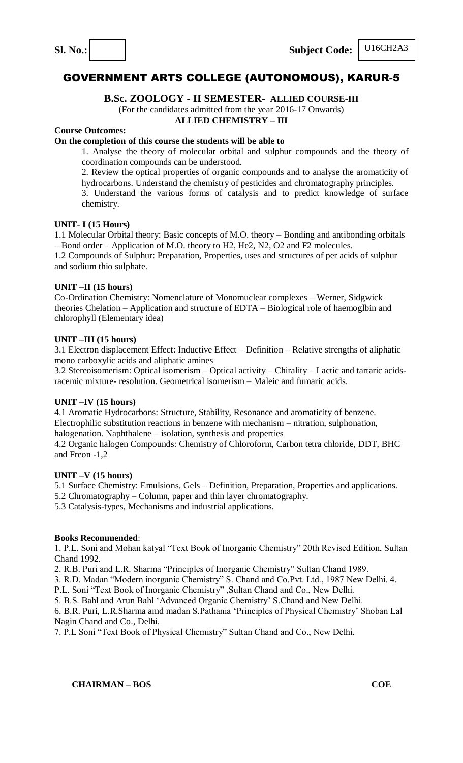**Sl. No.:** | **Subject Code:** U16CH2A3

# GOVERNMENT ARTS COLLEGE (AUTONOMOUS), KARUR-5

## B.Sc. ZOOLOGY - II SEMESTER- ALLIED COURSE-III

(For the candidates admitted from the year 2016-17 Onwards)

**ALLIED CHEMISTRY – III**

**Course Outcomes:**

**On the completion of this course the students will be able to**

1. Analyse the theory of molecular orbital and sulphur compounds and the theory of coordination compounds can be understood.
2. Review the optical properties of organic compounds and to analyse the aromaticity of hydrocarbons. Understand the chemistry of pesticides and chromatography principles.
3. Understand the various forms of catalysis and to predict knowledge of surface chemistry.

**UNIT- I (15 Hours)**

1.1 Molecular Orbital theory: Basic concepts of M.O. theory – Bonding and antibonding orbitals – Bond order – Application of M.O. theory to $H_2$, $He_2$, $N_2$, $O_2$ and $F_2$ molecules.

1.2 Compounds of Sulphur: Preparation, Properties, uses and structures of per acids of sulphur and sodium thio sulphate.

**UNIT –II (15 hours)**

Co-Ordination Chemistry: Nomenclature of Monomuclear complexes – Werner, Sidgwick theories Chelation – Application and structure of EDTA – Biological role of haemoglbin and chlorophyll (Elementary idea)

**UNIT –III (15 hours)**

3.1 Electron displacement Effect: Inductive Effect – Definition – Relative strengths of aliphatic mono carboxylic acids and aliphatic amines

3.2 Stereoisomerism: Optical isomerism – Optical activity – Chirality – Lactic and tartaric acids-racemic mixture- resolution. Geometrical isomerism – Maleic and fumaric acids.

**UNIT –IV (15 hours)**

4.1 Aromatic Hydrocarbons: Structure, Stability, Resonance and aromaticity of benzene. Electrophilic substitution reactions in benzene with mechanism – nitration, sulphonation, halogenation. Naphthalene – isolation, synthesis and properties

4.2 Organic halogen Compounds: Chemistry of Chloroform, Carbon tetra chloride, DDT, BHC and Freon -1,2

**UNIT –V (15 hours)**

5.1 Surface Chemistry: Emulsions, Gels – Definition, Preparation, Properties and applications.

5.2 Chromatography – Column, paper and thin layer chromatography.

5.3 Catalysis-types, Mechanisms and industrial applications.

**Books Recommended**:

1. P.L. Soni and Mohan katyal "Text Book of Inorganic Chemistry" 20th Revised Edition, Sultan Chand 1992.
2. R.B. Puri and L.R. Sharma "Principles of Inorganic Chemistry" Sultan Chand 1989.
3. R.D. Madan "Modern inorganic Chemistry" S. Chand and Co.Pvt. Ltd., 1987 New Delhi.
4. P.L. Soni "Text Book of Inorganic Chemistry" ,Sultan Chand and Co., New Delhi.
5. B.S. Bahl and Arun Bahl 'Advanced Organic Chemistry' S.Chand and New Delhi.
6. B.R. Puri, L.R.Sharma amd madan S.Pathania 'Principles of Physical Chemistry' Shoban Lal Nagin Chand and Co., Delhi.
7. P.L Soni "Text Book of Physical Chemistry" Sultan Chand and Co., New Delhi.

**CHAIRMAN – BOS** **COE**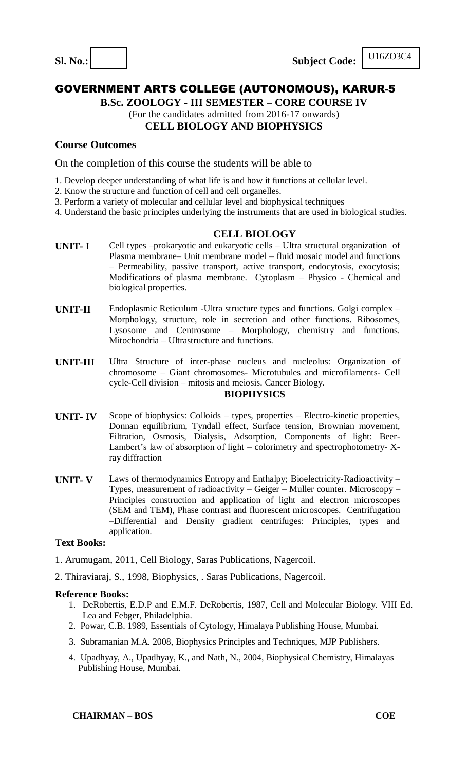**Sl. No.:** &nbsp;&nbsp;&nbsp;&nbsp;&nbsp;&nbsp;&nbsp;&nbsp;&nbsp;&nbsp; **Subject Code:** U16ZO3C4

# GOVERNMENT ARTS COLLEGE (AUTONOMOUS), KARUR-5

**B.Sc. ZOOLOGY - III SEMESTER – CORE COURSE IV**

(For the candidates admitted from 2016-17 onwards)

**CELL BIOLOGY AND BIOPHYSICS**

### Course Outcomes

On the completion of this course the students will be able to

1. Develop deeper understanding of what life is and how it functions at cellular level.
2. Know the structure and function of cell and cell organelles.
3. Perform a variety of molecular and cellular level and biophysical techniques
4. Understand the basic principles underlying the instruments that are used in biological studies.

## CELL BIOLOGY

**UNIT- I** Cell types –prokaryotic and eukaryotic cells – Ultra structural organization of Plasma membrane– Unit membrane model – fluid mosaic model and functions – Permeability, passive transport, active transport, endocytosis, exocytosis; Modifications of plasma membrane. Cytoplasm – Physico - Chemical and biological properties.

**UNIT-II** Endoplasmic Reticulum -Ultra structure types and functions. Golgi complex – Morphology, structure, role in secretion and other functions. Ribosomes, Lysosome and Centrosome – Morphology, chemistry and functions. Mitochondria – Ultrastructure and functions.

**UNIT-III** Ultra Structure of inter-phase nucleus and nucleolus: Organization of chromosome – Giant chromosomes- Microtubules and microfilaments- Cell cycle-Cell division – mitosis and meiosis. Cancer Biology.

## BIOPHYSICS

**UNIT- IV** Scope of biophysics: Colloids – types, properties – Electro-kinetic properties, Donnan equilibrium, Tyndall effect, Surface tension, Brownian movement, Filtration, Osmosis, Dialysis, Adsorption, Components of light: Beer-Lambert's law of absorption of light – colorimetry and spectrophotometry- X-ray diffraction

**UNIT- V** Laws of thermodynamics Entropy and Enthalpy; Bioelectricity-Radioactivity – Types, measurement of radioactivity – Geiger – Muller counter. Microscopy – Principles construction and application of light and electron microscopes (SEM and TEM), Phase contrast and fluorescent microscopes. Centrifugation –Differential and Density gradient centrifuges: Principles, types and application.

### Text Books:

1. Arumugam, 2011, Cell Biology, Saras Publications, Nagercoil.
2. Thiraviaraj, S., 1998, Biophysics, . Saras Publications, Nagercoil.

### Reference Books:

1. DeRobertis, E.D.P and E.M.F. DeRobertis, 1987, Cell and Molecular Biology. VIII Ed. Lea and Febger, Philadelphia.
2. Powar, C.B. 1989, Essentials of Cytology, Himalaya Publishing House, Mumbai.
3. Subramanian M.A. 2008, Biophysics Principles and Techniques, MJP Publishers.
4. Upadhyay, A., Upadhyay, K., and Nath, N., 2004, Biophysical Chemistry, Himalayas Publishing House, Mumbai.

**CHAIRMAN – BOS** &nbsp;&nbsp;&nbsp;&nbsp;&nbsp;&nbsp;&nbsp;&nbsp;&nbsp;&nbsp; **COE**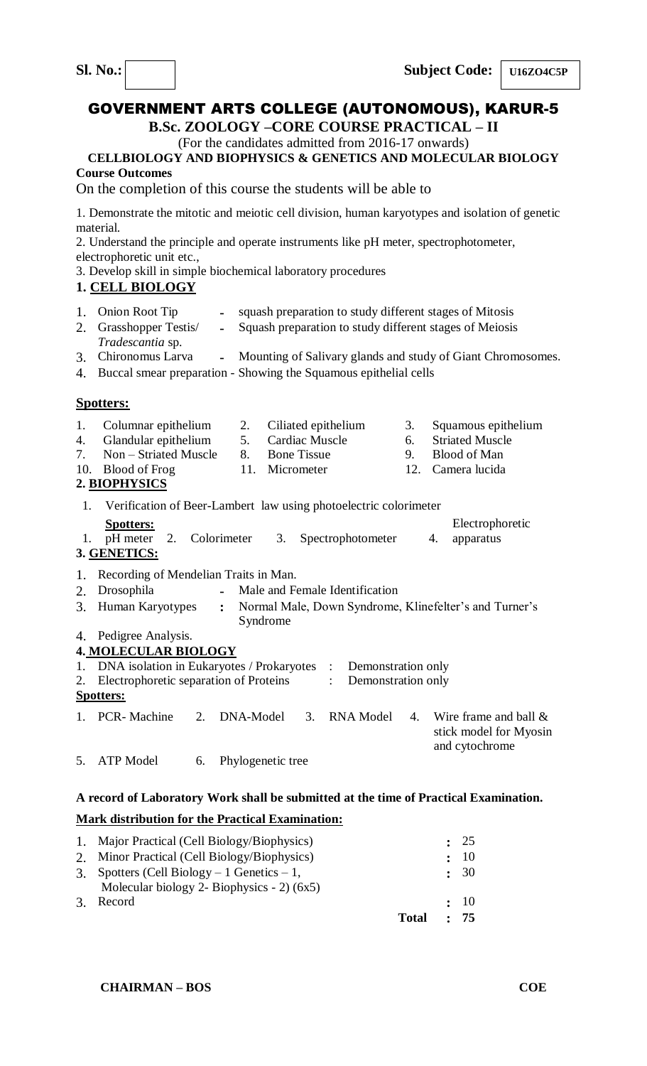**Sl. No.:** &nbsp;&nbsp;&nbsp;&nbsp;&nbsp;&nbsp;&nbsp;&nbsp;&nbsp;&nbsp;&nbsp;&nbsp;&nbsp;&nbsp;&nbsp;&nbsp;&nbsp;&nbsp;&nbsp;&nbsp;&nbsp;&nbsp;&nbsp;&nbsp;&nbsp;&nbsp;&nbsp;&nbsp;&nbsp;&nbsp;&nbsp;&nbsp;&nbsp;&nbsp;&nbsp;&nbsp;&nbsp;&nbsp;&nbsp;&nbsp;**Subject Code:** U16ZO4C5P

# GOVERNMENT ARTS COLLEGE (AUTONOMOUS), KARUR-5

**B.Sc. ZOOLOGY –CORE COURSE PRACTICAL – II**

(For the candidates admitted from 2016-17 onwards)

**CELLBIOLOGY AND BIOPHYSICS & GENETICS AND MOLECULAR BIOLOGY**

**Course Outcomes**

On the completion of this course the students will be able to

1. Demonstrate the mitotic and meiotic cell division, human karyotypes and isolation of genetic material.
2. Understand the principle and operate instruments like pH meter, spectrophotometer, electrophoretic unit etc.,
3. Develop skill in simple biochemical laboratory procedures

## 1. CELL BIOLOGY

1. Onion Root Tip - squash preparation to study different stages of Mitosis
2. Grasshopper Testis/ *Tradescantia* sp. - Squash preparation to study different stages of Meiosis
3. Chironomus Larva - Mounting of Salivary glands and study of Giant Chromosomes.
4. Buccal smear preparation - Showing the Squamous epithelial cells

**Spotters:**

1. Columnar epithelium
2. Ciliated epithelium
3. Squamous epithelium
4. Glandular epithelium
5. Cardiac Muscle
6. Striated Muscle
7. Non – Striated Muscle
8. Bone Tissue
9. Blood of Man
10. Blood of Frog
11. Micrometer
12. Camera lucida

## 2. BIOPHYSICS

1. Verification of Beer-Lambert law using photoelectric colorimeter

**Spotters:**

1. pH meter
2. Colorimeter
3. Spectrophotometer
4. Electrophoretic apparatus

## 3. GENETICS:

1. Recording of Mendelian Traits in Man.
2. Drosophila - Male and Female Identification
3. Human Karyotypes : Normal Male, Down Syndrome, Klinefelter's and Turner's Syndrome
4. Pedigree Analysis.

## 4. MOLECULAR BIOLOGY

1. DNA isolation in Eukaryotes / Prokaryotes : Demonstration only
2. Electrophoretic separation of Proteins : Demonstration only

**Spotters:**

1. PCR- Machine
2. DNA-Model
3. RNA Model
4. Wire frame and ball & stick model for Myosin and cytochrome
5. ATP Model
6. Phylogenetic tree

**A record of Laboratory Work shall be submitted at the time of Practical Examination.**

**Mark distribution for the Practical Examination:**

| | | |
|---|---|---|
| 1. | Major Practical (Cell Biology/Biophysics) | : 25 |
| 2. | Minor Practical (Cell Biology/Biophysics) | : 10 |
| 3. | Spotters (Cell Biology – 1 Genetics – 1, Molecular biology 2- Biophysics - 2) (6x5) | : 30 |
| 3. | Record | : 10 |
| | **Total** | **: 75** |

**CHAIRMAN – BOS** &nbsp;&nbsp;&nbsp;&nbsp;&nbsp;&nbsp;&nbsp;&nbsp;&nbsp;&nbsp;&nbsp;&nbsp;&nbsp;&nbsp;&nbsp;&nbsp;&nbsp;&nbsp;&nbsp;&nbsp;&nbsp;&nbsp;&nbsp;&nbsp;&nbsp;&nbsp;&nbsp;&nbsp;&nbsp;&nbsp;**COE**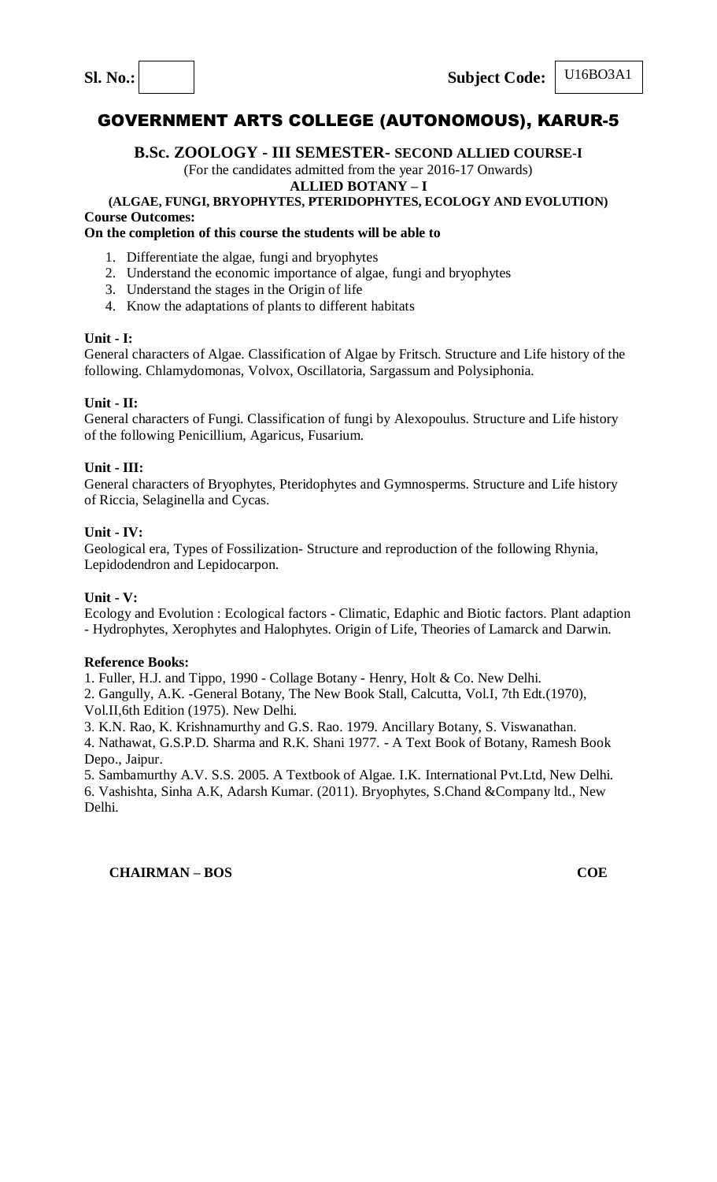**Sl. No.:** &nbsp;&nbsp;&nbsp;&nbsp;&nbsp;&nbsp;&nbsp;&nbsp;&nbsp;&nbsp;&nbsp;&nbsp;&nbsp;&nbsp;&nbsp;&nbsp;&nbsp;&nbsp;&nbsp;&nbsp;**Subject Code:** U16BO3A1

# GOVERNMENT ARTS COLLEGE (AUTONOMOUS), KARUR-5

**B.Sc. ZOOLOGY - III SEMESTER- SECOND ALLIED COURSE-I**

(For the candidates admitted from the year 2016-17 Onwards)

**ALLIED BOTANY – I**

**(ALGAE, FUNGI, BRYOPHYTES, PTERIDOPHYTES, ECOLOGY AND EVOLUTION)**

**Course Outcomes:**

**On the completion of this course the students will be able to**

1. Differentiate the algae, fungi and bryophytes
2. Understand the economic importance of algae, fungi and bryophytes
3. Understand the stages in the Origin of life
4. Know the adaptations of plants to different habitats

**Unit - I:**

General characters of Algae. Classification of Algae by Fritsch. Structure and Life history of the following. Chlamydomonas, Volvox, Oscillatoria, Sargassum and Polysiphonia.

**Unit - II:**

General characters of Fungi. Classification of fungi by Alexopoulus. Structure and Life history of the following Penicillium, Agaricus, Fusarium.

**Unit - III:**

General characters of Bryophytes, Pteridophytes and Gymnosperms. Structure and Life history of Riccia, Selaginella and Cycas.

**Unit - IV:**

Geological era, Types of Fossilization- Structure and reproduction of the following Rhynia, Lepidodendron and Lepidocarpon.

**Unit - V:**

Ecology and Evolution : Ecological factors - Climatic, Edaphic and Biotic factors. Plant adaption - Hydrophytes, Xerophytes and Halophytes. Origin of Life, Theories of Lamarck and Darwin.

**Reference Books:**

1. Fuller, H.J. and Tippo, 1990 - Collage Botany - Henry, Holt & Co. New Delhi.
2. Gangully, A.K. -General Botany, The New Book Stall, Calcutta, Vol.I, 7th Edt.(1970), Vol.II,6th Edition (1975). New Delhi.
3. K.N. Rao, K. Krishnamurthy and G.S. Rao. 1979. Ancillary Botany, S. Viswanathan.
4. Nathawat, G.S.P.D. Sharma and R.K. Shani 1977. - A Text Book of Botany, Ramesh Book Depo., Jaipur.
5. Sambamurthy A.V. S.S. 2005. A Textbook of Algae. I.K. International Pvt.Ltd, New Delhi.
6. Vashishta, Sinha A.K, Adarsh Kumar. (2011). Bryophytes, S.Chand &Company ltd., New Delhi.

**CHAIRMAN – BOS** &nbsp;&nbsp;&nbsp;&nbsp;&nbsp;&nbsp;&nbsp;&nbsp;&nbsp;&nbsp;&nbsp;&nbsp;&nbsp;&nbsp;&nbsp;&nbsp;&nbsp;&nbsp;&nbsp;&nbsp;&nbsp;&nbsp;&nbsp;&nbsp;**COE**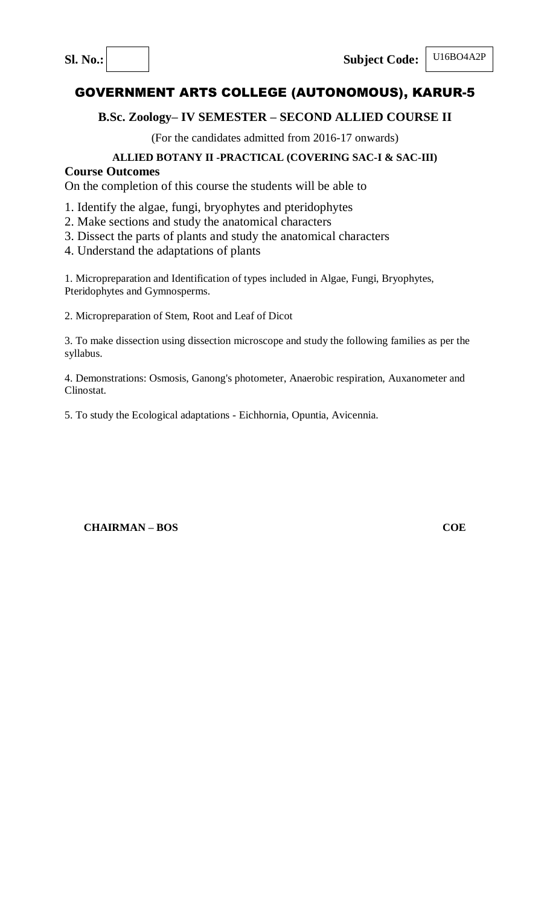**Sl. No.:** 　　　　　　　　　　　　　　　　**Subject Code:** U16BO4A2P

# GOVERNMENT ARTS COLLEGE (AUTONOMOUS), KARUR-5

## B.Sc. Zoology– IV SEMESTER – SECOND ALLIED COURSE II

(For the candidates admitted from 2016-17 onwards)

### ALLIED BOTANY II -PRACTICAL (COVERING SAC-I & SAC-III)

**Course Outcomes**

On the completion of this course the students will be able to

1. Identify the algae, fungi, bryophytes and pteridophytes
2. Make sections and study the anatomical characters
3. Dissect the parts of plants and study the anatomical characters
4. Understand the adaptations of plants

1. Micropreparation and Identification of types included in Algae, Fungi, Bryophytes, Pteridophytes and Gymnosperms.

2. Micropreparation of Stem, Root and Leaf of Dicot

3. To make dissection using dissection microscope and study the following families as per the syllabus.

4. Demonstrations: Osmosis, Ganong's photometer, Anaerobic respiration, Auxanometer and Clinostat.

5. To study the Ecological adaptations - Eichhornia, Opuntia, Avicennia.

**CHAIRMAN – BOS** 　　　　　　　　　　　　　　　　**COE**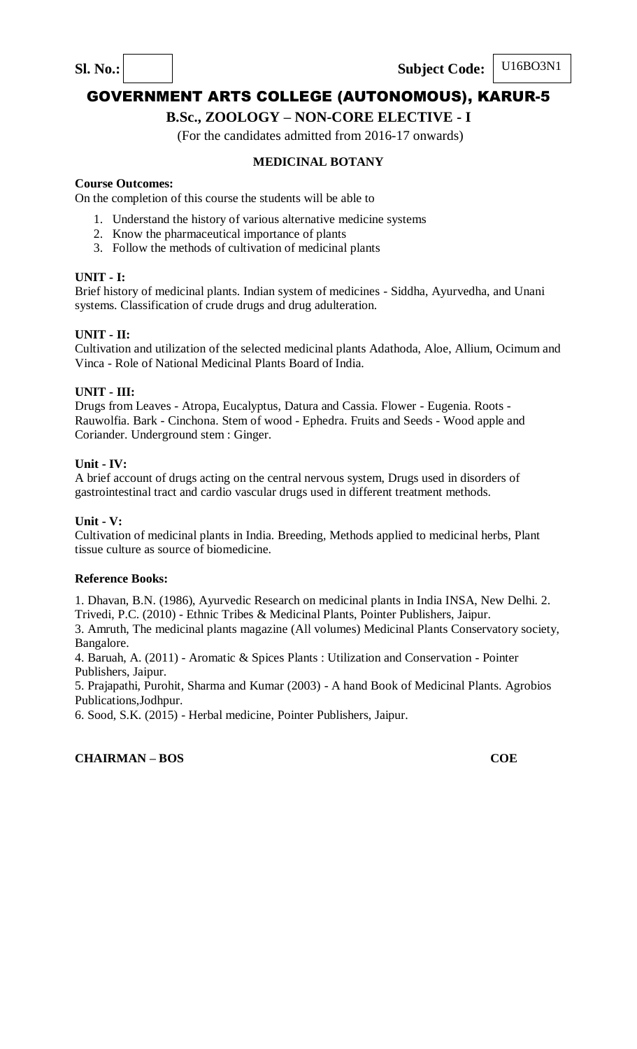**Sl. No.:** | | **Subject Code:** U16BO3N1

# GOVERNMENT ARTS COLLEGE (AUTONOMOUS), KARUR-5

## B.Sc., ZOOLOGY – NON-CORE ELECTIVE - I

(For the candidates admitted from 2016-17 onwards)

### MEDICINAL BOTANY

**Course Outcomes:**

On the completion of this course the students will be able to

1. Understand the history of various alternative medicine systems
2. Know the pharmaceutical importance of plants
3. Follow the methods of cultivation of medicinal plants

**UNIT - I:**

Brief history of medicinal plants. Indian system of medicines - Siddha, Ayurvedha, and Unani systems. Classification of crude drugs and drug adulteration.

**UNIT - II:**

Cultivation and utilization of the selected medicinal plants Adathoda, Aloe, Allium, Ocimum and Vinca - Role of National Medicinal Plants Board of India.

**UNIT - III:**

Drugs from Leaves - Atropa, Eucalyptus, Datura and Cassia. Flower - Eugenia. Roots - Rauwolfia. Bark - Cinchona. Stem of wood - Ephedra. Fruits and Seeds - Wood apple and Coriander. Underground stem : Ginger.

**Unit - IV:**

A brief account of drugs acting on the central nervous system, Drugs used in disorders of gastrointestinal tract and cardio vascular drugs used in different treatment methods.

**Unit - V:**

Cultivation of medicinal plants in India. Breeding, Methods applied to medicinal herbs, Plant tissue culture as source of biomedicine.

**Reference Books:**

1. Dhavan, B.N. (1986), Ayurvedic Research on medicinal plants in India INSA, New Delhi. 2. Trivedi, P.C. (2010) - Ethnic Tribes & Medicinal Plants, Pointer Publishers, Jaipur.
3. Amruth, The medicinal plants magazine (All volumes) Medicinal Plants Conservatory society, Bangalore.
4. Baruah, A. (2011) - Aromatic & Spices Plants : Utilization and Conservation - Pointer Publishers, Jaipur.
5. Prajapathi, Purohit, Sharma and Kumar (2003) - A hand Book of Medicinal Plants. Agrobios Publications,Jodhpur.
6. Sood, S.K. (2015) - Herbal medicine, Pointer Publishers, Jaipur.

**CHAIRMAN – BOS** **COE**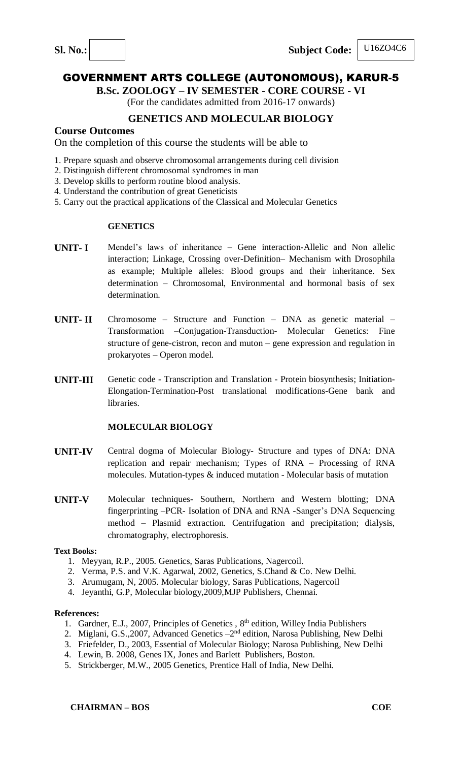**Sl. No.:** | **Subject Code:** U16ZO4C6

# GOVERNMENT ARTS COLLEGE (AUTONOMOUS), KARUR-5

**B.Sc. ZOOLOGY – IV SEMESTER - CORE COURSE - VI**

(For the candidates admitted from 2016-17 onwards)

## GENETICS AND MOLECULAR BIOLOGY

### Course Outcomes

On the completion of this course the students will be able to

1. Prepare squash and observe chromosomal arrangements during cell division
2. Distinguish different chromosomal syndromes in man
3. Develop skills to perform routine blood analysis.
4. Understand the contribution of great Geneticists
5. Carry out the practical applications of the Classical and Molecular Genetics

### GENETICS

**UNIT- I** Mendel's laws of inheritance – Gene interaction-Allelic and Non allelic interaction; Linkage, Crossing over-Definition– Mechanism with Drosophila as example; Multiple alleles: Blood groups and their inheritance. Sex determination – Chromosomal, Environmental and hormonal basis of sex determination.

**UNIT- II** Chromosome – Structure and Function – DNA as genetic material – Transformation –Conjugation-Transduction- Molecular Genetics: Fine structure of gene-cistron, recon and muton – gene expression and regulation in prokaryotes – Operon model.

**UNIT-III** Genetic code - Transcription and Translation - Protein biosynthesis; Initiation-Elongation-Termination-Post translational modifications-Gene bank and libraries.

### MOLECULAR BIOLOGY

**UNIT-IV** Central dogma of Molecular Biology- Structure and types of DNA: DNA replication and repair mechanism; Types of RNA – Processing of RNA molecules. Mutation-types & induced mutation - Molecular basis of mutation

**UNIT-V** Molecular techniques- Southern, Northern and Western blotting; DNA fingerprinting –PCR- Isolation of DNA and RNA -Sanger's DNA Sequencing method – Plasmid extraction. Centrifugation and precipitation; dialysis, chromatography, electrophoresis.

**Text Books:**

1. Meyyan, R.P., 2005. Genetics, Saras Publications, Nagercoil.
2. Verma, P.S. and V.K. Agarwal, 2002, Genetics, S.Chand & Co. New Delhi.
3. Arumugam, N, 2005. Molecular biology, Saras Publications, Nagercoil
4. Jeyanthi, G.P, Molecular biology,2009,MJP Publishers, Chennai.

**References:**

1. Gardner, E.J., 2007, Principles of Genetics , 8th edition, Willey India Publishers
2. Miglani, G.S.,2007, Advanced Genetics –2nd edition, Narosa Publishing, New Delhi
3. Friefelder, D., 2003, Essential of Molecular Biology; Narosa Publishing, New Delhi
4. Lewin, B. 2008, Genes IX, Jones and Barlett Publishers, Boston.
5. Strickberger, M.W., 2005 Genetics, Prentice Hall of India, New Delhi.

**CHAIRMAN – BOS** **COE**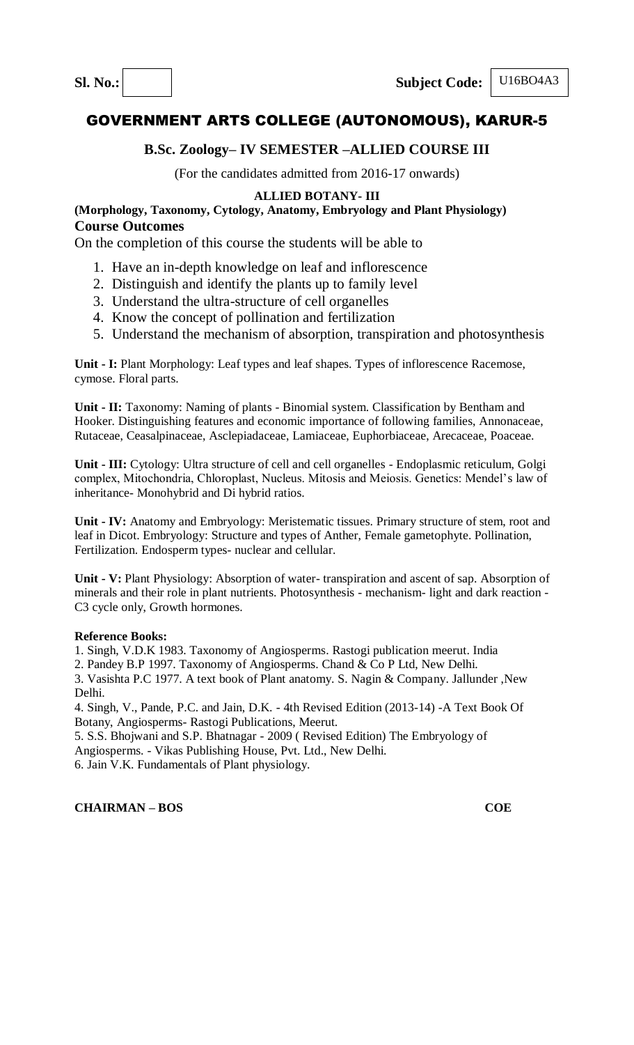**Sl. No.:** &nbsp;&nbsp;&nbsp;&nbsp;&nbsp;&nbsp;&nbsp;&nbsp;&nbsp;&nbsp;&nbsp;&nbsp;&nbsp;&nbsp;&nbsp;&nbsp;&nbsp;&nbsp;&nbsp;&nbsp;&nbsp;&nbsp;&nbsp;&nbsp;&nbsp;&nbsp;&nbsp;&nbsp;&nbsp;&nbsp; **Subject Code:** U16BO4A3

# GOVERNMENT ARTS COLLEGE (AUTONOMOUS), KARUR-5

### B.Sc. Zoology– IV SEMESTER –ALLIED COURSE III

(For the candidates admitted from 2016-17 onwards)

**ALLIED BOTANY- III**

**(Morphology, Taxonomy, Cytology, Anatomy, Embryology and Plant Physiology)**

**Course Outcomes**

On the completion of this course the students will be able to

1. Have an in-depth knowledge on leaf and inflorescence
2. Distinguish and identify the plants up to family level
3. Understand the ultra-structure of cell organelles
4. Know the concept of pollination and fertilization
5. Understand the mechanism of absorption, transpiration and photosynthesis

**Unit - I:** Plant Morphology: Leaf types and leaf shapes. Types of inflorescence Racemose, cymose. Floral parts.

**Unit - II:** Taxonomy: Naming of plants - Binomial system. Classification by Bentham and Hooker. Distinguishing features and economic importance of following families, Annonaceae, Rutaceae, Ceasalpinaceae, Asclepiadaceae, Lamiaceae, Euphorbiaceae, Arecaceae, Poaceae.

**Unit - III:** Cytology: Ultra structure of cell and cell organelles - Endoplasmic reticulum, Golgi complex, Mitochondria, Chloroplast, Nucleus. Mitosis and Meiosis. Genetics: Mendel's law of inheritance- Monohybrid and Di hybrid ratios.

**Unit - IV:** Anatomy and Embryology: Meristematic tissues. Primary structure of stem, root and leaf in Dicot. Embryology: Structure and types of Anther, Female gametophyte. Pollination, Fertilization. Endosperm types- nuclear and cellular.

**Unit - V:** Plant Physiology: Absorption of water- transpiration and ascent of sap. Absorption of minerals and their role in plant nutrients. Photosynthesis - mechanism- light and dark reaction - C3 cycle only, Growth hormones.

**Reference Books:**

1. Singh, V.D.K 1983. Taxonomy of Angiosperms. Rastogi publication meerut. India
2. Pandey B.P 1997. Taxonomy of Angiosperms. Chand & Co P Ltd, New Delhi.
3. Vasishta P.C 1977. A text book of Plant anatomy. S. Nagin & Company. Jallunder ,New Delhi.
4. Singh, V., Pande, P.C. and Jain, D.K. - 4th Revised Edition (2013-14) -A Text Book Of Botany, Angiosperms- Rastogi Publications, Meerut.
5. S.S. Bhojwani and S.P. Bhatnagar - 2009 ( Revised Edition) The Embryology of Angiosperms. - Vikas Publishing House, Pvt. Ltd., New Delhi.
6. Jain V.K. Fundamentals of Plant physiology.

**CHAIRMAN – BOS** &nbsp;&nbsp;&nbsp;&nbsp;&nbsp;&nbsp;&nbsp;&nbsp;&nbsp;&nbsp;&nbsp;&nbsp;&nbsp;&nbsp;&nbsp;&nbsp;&nbsp;&nbsp;&nbsp;&nbsp;&nbsp;&nbsp;&nbsp;&nbsp;&nbsp;&nbsp;&nbsp;&nbsp;&nbsp;&nbsp; **COE**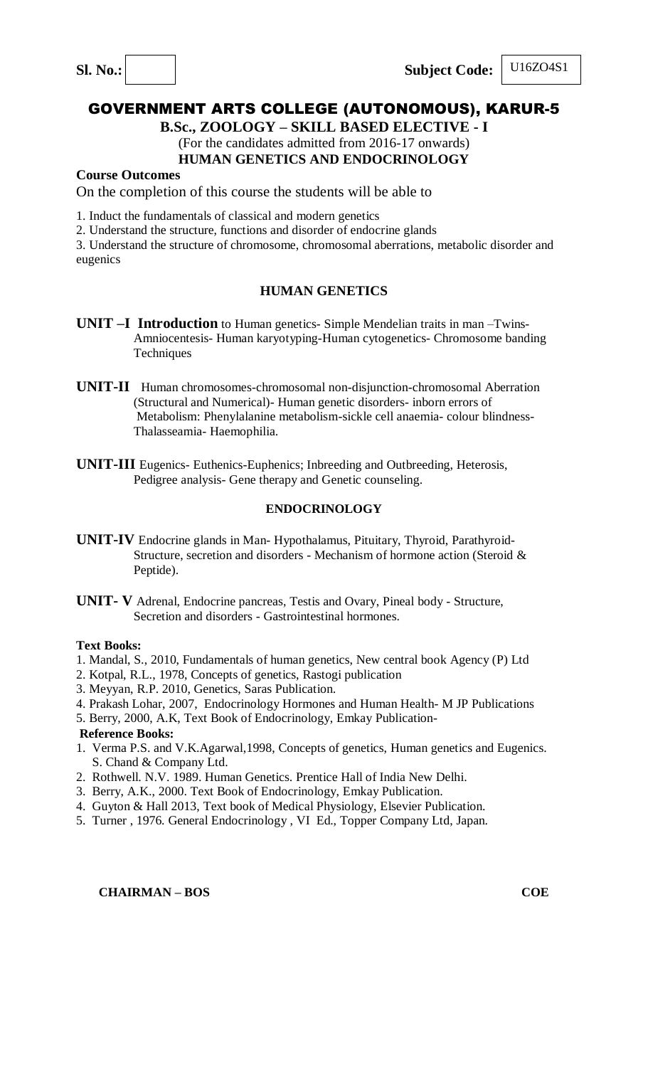**Sl. No.:** **Subject Code:** U16ZO4S1

# GOVERNMENT ARTS COLLEGE (AUTONOMOUS), KARUR-5

**B.Sc., ZOOLOGY – SKILL BASED ELECTIVE - I**

(For the candidates admitted from 2016-17 onwards)

**HUMAN GENETICS AND ENDOCRINOLOGY**

**Course Outcomes**

On the completion of this course the students will be able to

1. Induct the fundamentals of classical and modern genetics
2. Understand the structure, functions and disorder of endocrine glands
3. Understand the structure of chromosome, chromosomal aberrations, metabolic disorder and eugenics

## HUMAN GENETICS

**UNIT –I Introduction** to Human genetics- Simple Mendelian traits in man –Twins- Amniocentesis- Human karyotyping-Human cytogenetics- Chromosome banding Techniques

**UNIT-II** Human chromosomes-chromosomal non-disjunction-chromosomal Aberration (Structural and Numerical)- Human genetic disorders- inborn errors of Metabolism: Phenylalanine metabolism-sickle cell anaemia- colour blindness- Thalasseamia- Haemophilia.

**UNIT-III** Eugenics- Euthenics-Euphenics; Inbreeding and Outbreeding, Heterosis, Pedigree analysis- Gene therapy and Genetic counseling.

## ENDOCRINOLOGY

**UNIT-IV** Endocrine glands in Man- Hypothalamus, Pituitary, Thyroid, Parathyroid- Structure, secretion and disorders - Mechanism of hormone action (Steroid & Peptide).

**UNIT- V** Adrenal, Endocrine pancreas, Testis and Ovary, Pineal body - Structure, Secretion and disorders - Gastrointestinal hormones.

**Text Books:**

1. Mandal, S., 2010, Fundamentals of human genetics, New central book Agency (P) Ltd
2. Kotpal, R.L., 1978, Concepts of genetics, Rastogi publication
3. Meyyan, R.P. 2010, Genetics, Saras Publication.
4. Prakash Lohar, 2007, Endocrinology Hormones and Human Health- M JP Publications
5. Berry, 2000, A.K, Text Book of Endocrinology, Emkay Publication-

**Reference Books:**

1. Verma P.S. and V.K.Agarwal,1998, Concepts of genetics, Human genetics and Eugenics. S. Chand & Company Ltd.
2. Rothwell. N.V. 1989. Human Genetics. Prentice Hall of India New Delhi.
3. Berry, A.K., 2000. Text Book of Endocrinology, Emkay Publication.
4. Guyton & Hall 2013, Text book of Medical Physiology, Elsevier Publication.
5. Turner , 1976. General Endocrinology , VI Ed., Topper Company Ltd, Japan.

**CHAIRMAN – BOS** **COE**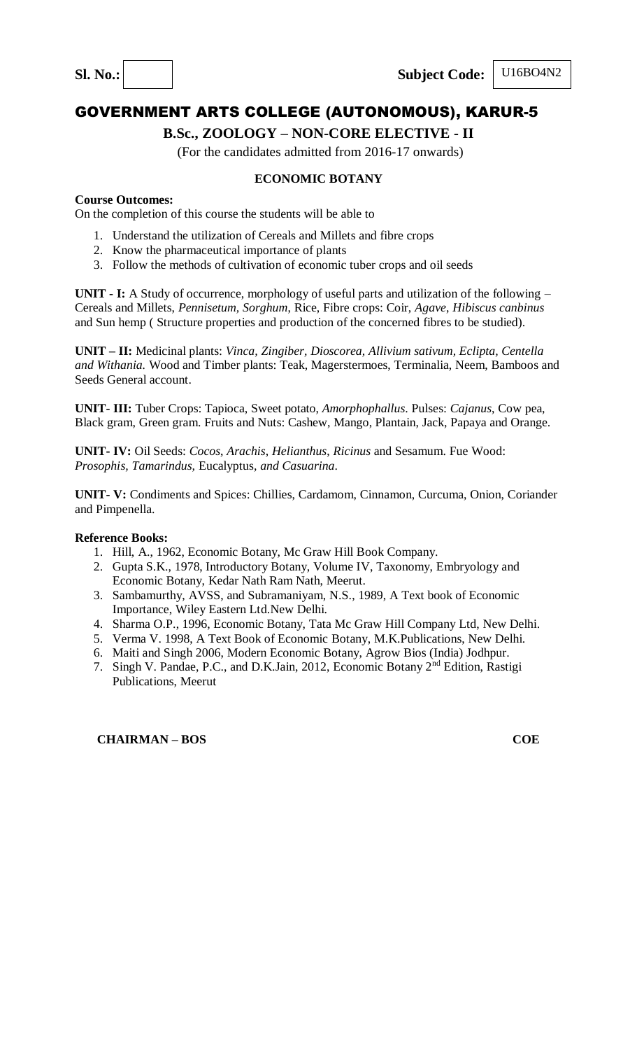Sl. No.: | Subject Code: U16BO4N2

# GOVERNMENT ARTS COLLEGE (AUTONOMOUS), KARUR-5

## B.Sc., ZOOLOGY – NON-CORE ELECTIVE - II

(For the candidates admitted from 2016-17 onwards)

### ECONOMIC BOTANY

**Course Outcomes:**

On the completion of this course the students will be able to

1. Understand the utilization of Cereals and Millets and fibre crops
2. Know the pharmaceutical importance of plants
3. Follow the methods of cultivation of economic tuber crops and oil seeds

**UNIT - I:** A Study of occurrence, morphology of useful parts and utilization of the following – Cereals and Millets, *Pennisetum*, *Sorghum*, Rice, Fibre crops: Coir, *Agave*, *Hibiscus canbinus* and Sun hemp ( Structure properties and production of the concerned fibres to be studied).

**UNIT – II:** Medicinal plants: *Vinca, Zingiber, Dioscorea, Allivium sativum, Eclipta, Centella and Withania.* Wood and Timber plants: Teak, Magerstermoes, Terminalia, Neem, Bamboos and Seeds General account.

**UNIT- III:** Tuber Crops: Tapioca, Sweet potato, *Amorphophallus*. Pulses: *Cajanus*, Cow pea, Black gram, Green gram. Fruits and Nuts: Cashew, Mango, Plantain, Jack, Papaya and Orange.

**UNIT- IV:** Oil Seeds: *Cocos*, *Arachis*, *Helianthus*, *Ricinus* and Sesamum. Fue Wood: *Prosophis*, *Tamarindus*, Eucalyptus*, and Casuarina*.

**UNIT- V:** Condiments and Spices: Chillies, Cardamom, Cinnamon, Curcuma, Onion, Coriander and Pimpenella.

**Reference Books:**

1. Hill, A., 1962, Economic Botany, Mc Graw Hill Book Company.
2. Gupta S.K., 1978, Introductory Botany, Volume IV, Taxonomy, Embryology and Economic Botany, Kedar Nath Ram Nath, Meerut.
3. Sambamurthy, AVSS, and Subramaniyam, N.S., 1989, A Text book of Economic Importance, Wiley Eastern Ltd.New Delhi.
4. Sharma O.P., 1996, Economic Botany, Tata Mc Graw Hill Company Ltd, New Delhi.
5. Verma V. 1998, A Text Book of Economic Botany, M.K.Publications, New Delhi.
6. Maiti and Singh 2006, Modern Economic Botany, Agrow Bios (India) Jodhpur.
7. Singh V. Pandae, P.C., and D.K.Jain, 2012, Economic Botany 2nd Edition, Rastigi Publications, Meerut

**CHAIRMAN – BOS** **COE**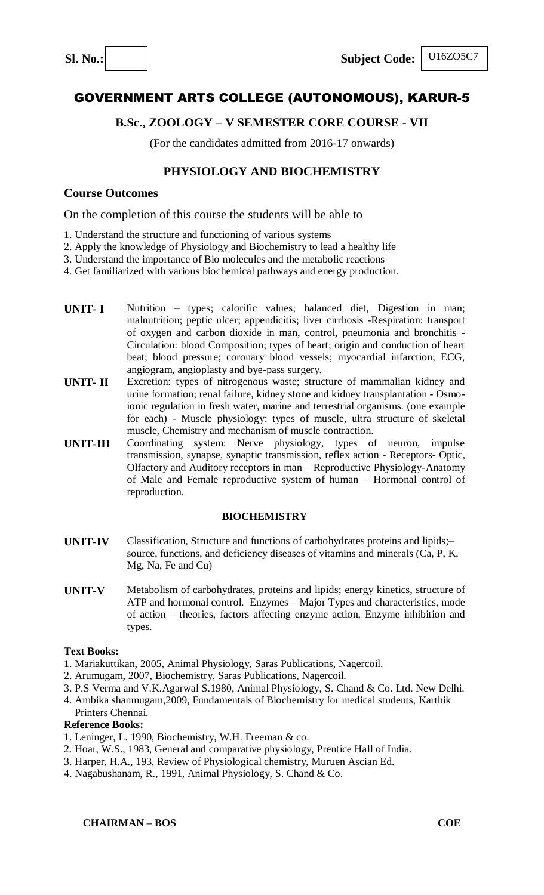Sl. No.: | Subject Code: U16ZO5C7

# GOVERNMENT ARTS COLLEGE (AUTONOMOUS), KARUR-5

## B.Sc., ZOOLOGY – V SEMESTER CORE COURSE - VII

(For the candidates admitted from 2016-17 onwards)

## PHYSIOLOGY AND BIOCHEMISTRY

### Course Outcomes

On the completion of this course the students will be able to

1. Understand the structure and functioning of various systems
2. Apply the knowledge of Physiology and Biochemistry to lead a healthy life
3. Understand the importance of Bio molecules and the metabolic reactions
4. Get familiarized with various biochemical pathways and energy production.

**UNIT- I** Nutrition – types; calorific values; balanced diet, Digestion in man; malnutrition; peptic ulcer; appendicitis; liver cirrhosis -Respiration: transport of oxygen and carbon dioxide in man, control, pneumonia and bronchitis - Circulation: blood Composition; types of heart; origin and conduction of heart beat; blood pressure; coronary blood vessels; myocardial infarction; ECG, angiogram, angioplasty and bye-pass surgery.

**UNIT- II** Excretion: types of nitrogenous waste; structure of mammalian kidney and urine formation; renal failure, kidney stone and kidney transplantation - Osmo-ionic regulation in fresh water, marine and terrestrial organisms. (one example for each) - Muscle physiology: types of muscle, ultra structure of skeletal muscle, Chemistry and mechanism of muscle contraction.

**UNIT-III** Coordinating system: Nerve physiology, types of neuron, impulse transmission, synapse, synaptic transmission, reflex action - Receptors- Optic, Olfactory and Auditory receptors in man – Reproductive Physiology-Anatomy of Male and Female reproductive system of human – Hormonal control of reproduction.

### BIOCHEMISTRY

**UNIT-IV** Classification, Structure and functions of carbohydrates proteins and lipids;– source, functions, and deficiency diseases of vitamins and minerals (Ca, P, K, Mg, Na, Fe and Cu)

**UNIT-V** Metabolism of carbohydrates, proteins and lipids; energy kinetics, structure of ATP and hormonal control. Enzymes – Major Types and characteristics, mode of action – theories, factors affecting enzyme action, Enzyme inhibition and types.

**Text Books:**

1. Mariakuttikan, 2005, Animal Physiology, Saras Publications, Nagercoil.
2. Arumugam, 2007, Biochemistry, Saras Publications, Nagercoil.
3. P.S Verma and V.K.Agarwal S.1980, Animal Physiology, S. Chand & Co. Ltd. New Delhi.
4. Ambika shanmugam,2009, Fundamentals of Biochemistry for medical students, Karthik Printers Chennai.

**Reference Books:**

1. Leninger, L. 1990, Biochemistry, W.H. Freeman & co.
2. Hoar, W.S., 1983, General and comparative physiology, Prentice Hall of India.
3. Harper, H.A., 193, Review of Physiological chemistry, Muruen Ascian Ed.
4. Nagabushanam, R., 1991, Animal Physiology, S. Chand & Co.

**CHAIRMAN – BOS** **COE**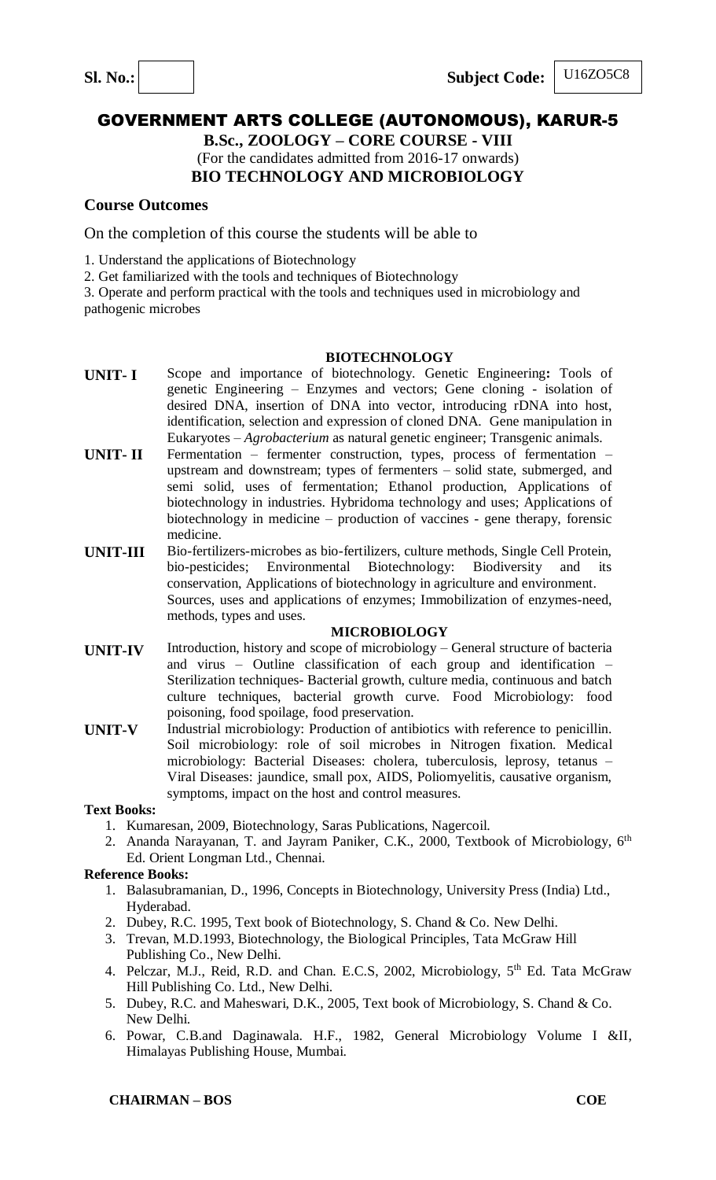**Sl. No.:** | **Subject Code:** U16ZO5C8

# GOVERNMENT ARTS COLLEGE (AUTONOMOUS), KARUR-5

**B.Sc., ZOOLOGY – CORE COURSE - VIII**

(For the candidates admitted from 2016-17 onwards)

**BIO TECHNOLOGY AND MICROBIOLOGY**

### Course Outcomes

On the completion of this course the students will be able to

1. Understand the applications of Biotechnology
2. Get familiarized with the tools and techniques of Biotechnology
3. Operate and perform practical with the tools and techniques used in microbiology and pathogenic microbes

**BIOTECHNOLOGY**

**UNIT- I** Scope and importance of biotechnology. Genetic Engineering**:** Tools of genetic Engineering – Enzymes and vectors; Gene cloning - isolation of desired DNA, insertion of DNA into vector, introducing rDNA into host, identification, selection and expression of cloned DNA. Gene manipulation in Eukaryotes – *Agrobacterium* as natural genetic engineer; Transgenic animals.

**UNIT- II** Fermentation – fermenter construction, types, process of fermentation – upstream and downstream; types of fermenters – solid state, submerged, and semi solid, uses of fermentation; Ethanol production, Applications of biotechnology in industries. Hybridoma technology and uses; Applications of biotechnology in medicine – production of vaccines - gene therapy, forensic medicine.

**UNIT-III** Bio-fertilizers-microbes as bio-fertilizers, culture methods, Single Cell Protein, bio-pesticides; Environmental Biotechnology: Biodiversity and its conservation, Applications of biotechnology in agriculture and environment. Sources, uses and applications of enzymes; Immobilization of enzymes-need, methods, types and uses.

**MICROBIOLOGY**

**UNIT-IV** Introduction, history and scope of microbiology – General structure of bacteria and virus – Outline classification of each group and identification – Sterilization techniques- Bacterial growth, culture media, continuous and batch culture techniques, bacterial growth curve. Food Microbiology: food poisoning, food spoilage, food preservation.

**UNIT-V** Industrial microbiology: Production of antibiotics with reference to penicillin. Soil microbiology: role of soil microbes in Nitrogen fixation. Medical microbiology: Bacterial Diseases: cholera, tuberculosis, leprosy, tetanus – Viral Diseases: jaundice, small pox, AIDS, Poliomyelitis, causative organism, symptoms, impact on the host and control measures.

**Text Books:**

1. Kumaresan, 2009, Biotechnology, Saras Publications, Nagercoil.
2. Ananda Narayanan, T. and Jayram Paniker, C.K., 2000, Textbook of Microbiology, 6th Ed. Orient Longman Ltd., Chennai.

**Reference Books:**

1. Balasubramanian, D., 1996, Concepts in Biotechnology, University Press (India) Ltd., Hyderabad.
2. Dubey, R.C. 1995, Text book of Biotechnology, S. Chand & Co. New Delhi.
3. Trevan, M.D.1993, Biotechnology, the Biological Principles, Tata McGraw Hill Publishing Co., New Delhi.
4. Pelczar, M.J., Reid, R.D. and Chan. E.C.S, 2002, Microbiology, 5th Ed. Tata McGraw Hill Publishing Co. Ltd., New Delhi.
5. Dubey, R.C. and Maheswari, D.K., 2005, Text book of Microbiology, S. Chand & Co. New Delhi.
6. Powar, C.B.and Daginawala. H.F., 1982, General Microbiology Volume I &II, Himalayas Publishing House, Mumbai.

**CHAIRMAN – BOS** **COE**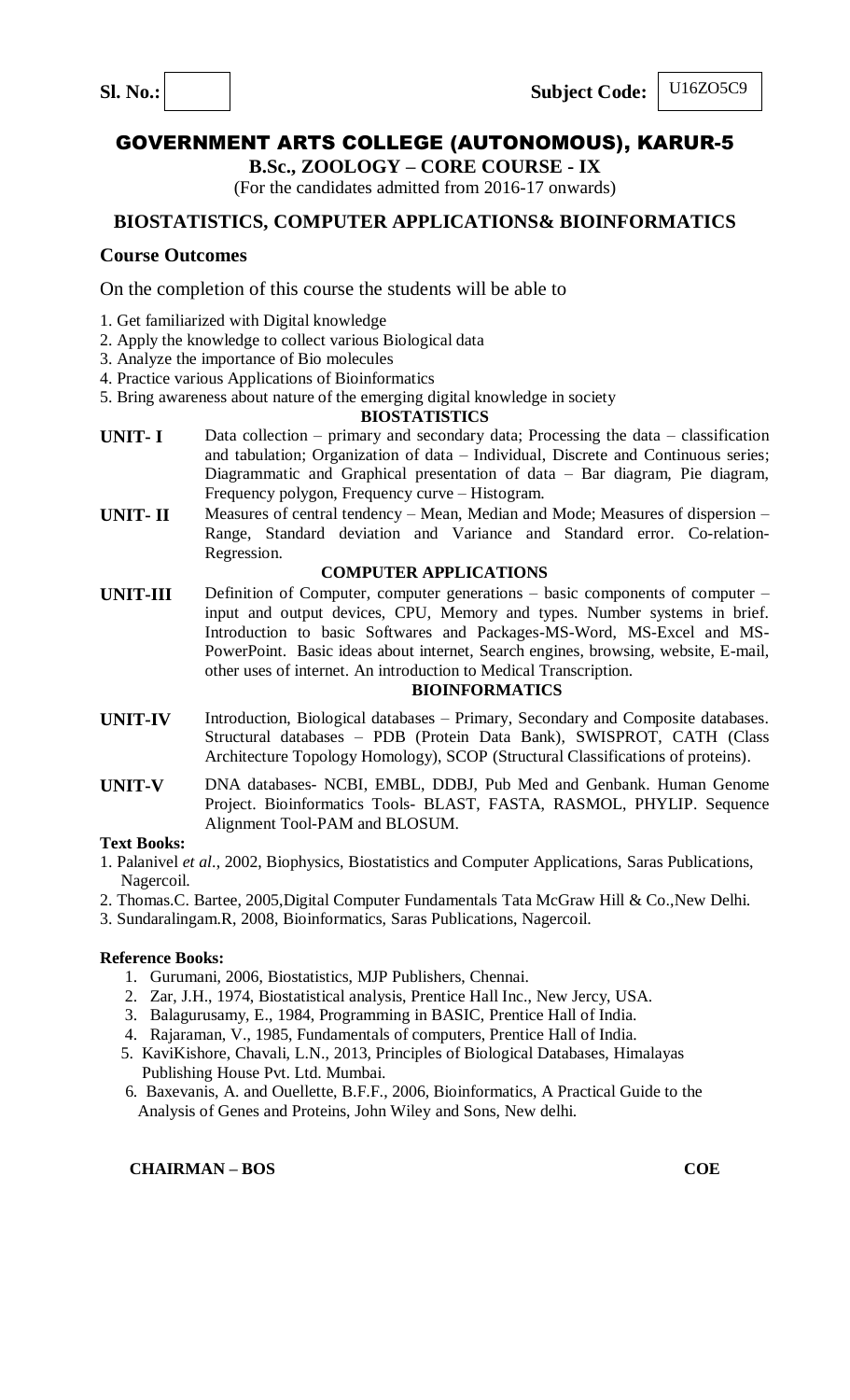**Sl. No.:** &nbsp;&nbsp;&nbsp;&nbsp;&nbsp;&nbsp;&nbsp;&nbsp;&nbsp;&nbsp;&nbsp;&nbsp;&nbsp;&nbsp;&nbsp;&nbsp;&nbsp;&nbsp;&nbsp;&nbsp; **Subject Code:** U16ZO5C9

# GOVERNMENT ARTS COLLEGE (AUTONOMOUS), KARUR-5

**B.Sc., ZOOLOGY – CORE COURSE - IX**

(For the candidates admitted from 2016-17 onwards)

## BIOSTATISTICS, COMPUTER APPLICATIONS& BIOINFORMATICS

### Course Outcomes

On the completion of this course the students will be able to

1. Get familiarized with Digital knowledge
2. Apply the knowledge to collect various Biological data
3. Analyze the importance of Bio molecules
4. Practice various Applications of Bioinformatics
5. Bring awareness about nature of the emerging digital knowledge in society

**BIOSTATISTICS**

**UNIT- I** Data collection – primary and secondary data; Processing the data – classification and tabulation; Organization of data – Individual, Discrete and Continuous series; Diagrammatic and Graphical presentation of data – Bar diagram, Pie diagram, Frequency polygon, Frequency curve – Histogram.

**UNIT- II** Measures of central tendency – Mean, Median and Mode; Measures of dispersion – Range, Standard deviation and Variance and Standard error. Co-relation-Regression.

**COMPUTER APPLICATIONS**

**UNIT-III** Definition of Computer, computer generations – basic components of computer – input and output devices, CPU, Memory and types. Number systems in brief. Introduction to basic Softwares and Packages-MS-Word, MS-Excel and MS-PowerPoint. Basic ideas about internet, Search engines, browsing, website, E-mail, other uses of internet. An introduction to Medical Transcription.

**BIOINFORMATICS**

**UNIT-IV** Introduction, Biological databases – Primary, Secondary and Composite databases. Structural databases – PDB (Protein Data Bank), SWISPROT, CATH (Class Architecture Topology Homology), SCOP (Structural Classifications of proteins).

**UNIT-V** DNA databases- NCBI, EMBL, DDBJ, Pub Med and Genbank. Human Genome Project. Bioinformatics Tools- BLAST, FASTA, RASMOL, PHYLIP. Sequence Alignment Tool-PAM and BLOSUM.

**Text Books:**

1. Palanivel *et al.*, 2002, Biophysics, Biostatistics and Computer Applications, Saras Publications, Nagercoil.
2. Thomas.C. Bartee, 2005,Digital Computer Fundamentals Tata McGraw Hill & Co.,New Delhi.
3. Sundaralingam.R, 2008, Bioinformatics, Saras Publications, Nagercoil.

**Reference Books:**

1. Gurumani, 2006, Biostatistics, MJP Publishers, Chennai.
2. Zar, J.H., 1974, Biostatistical analysis, Prentice Hall Inc., New Jercy, USA.
3. Balagurusamy, E., 1984, Programming in BASIC, Prentice Hall of India.
4. Rajaraman, V., 1985, Fundamentals of computers, Prentice Hall of India.
5. KaviKishore, Chavali, L.N., 2013, Principles of Biological Databases, Himalayas Publishing House Pvt. Ltd. Mumbai.
6. Baxevanis, A. and Ouellette, B.F.F., 2006, Bioinformatics, A Practical Guide to the Analysis of Genes and Proteins, John Wiley and Sons, New delhi.

**CHAIRMAN – BOS** &nbsp;&nbsp;&nbsp;&nbsp;&nbsp;&nbsp;&nbsp;&nbsp;&nbsp;&nbsp;&nbsp;&nbsp;&nbsp;&nbsp;&nbsp;&nbsp;&nbsp;&nbsp;&nbsp;&nbsp; **COE**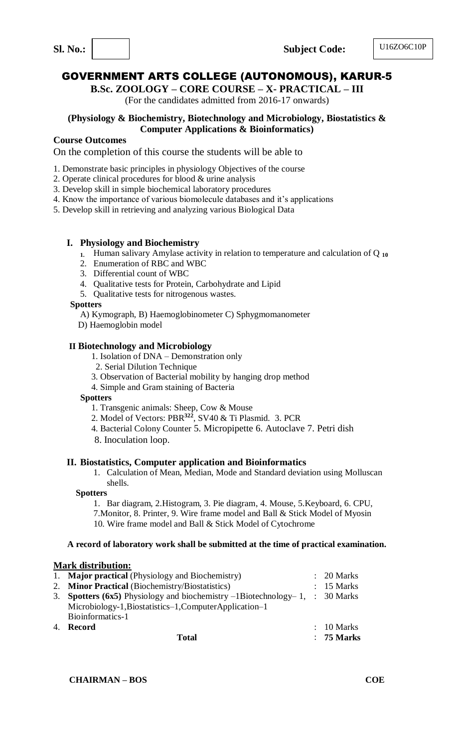**Sl. No.:** | | **Subject Code:** U16ZO6C10P

# GOVERNMENT ARTS COLLEGE (AUTONOMOUS), KARUR-5

**B.Sc. ZOOLOGY – CORE COURSE – X- PRACTICAL – III**

(For the candidates admitted from 2016-17 onwards)

**(Physiology & Biochemistry, Biotechnology and Microbiology, Biostatistics & Computer Applications & Bioinformatics)**

**Course Outcomes**

On the completion of this course the students will be able to

1. Demonstrate basic principles in physiology Objectives of the course
2. Operate clinical procedures for blood & urine analysis
3. Develop skill in simple biochemical laboratory procedures
4. Know the importance of various biomolecule databases and it's applications
5. Develop skill in retrieving and analyzing various Biological Data

## I. Physiology and Biochemistry

1. Human salivary Amylase activity in relation to temperature and calculation of $Q_{10}$
2. Enumeration of RBC and WBC
3. Differential count of WBC
4. Qualitative tests for Protein, Carbohydrate and Lipid
5. Qualitative tests for nitrogenous wastes.

**Spotters**

A) Kymograph, B) Haemoglobinometer C) Sphygmomanometer
D) Haemoglobin model

## II Biotechnology and Microbiology

1. Isolation of DNA – Demonstration only
2. Serial Dilution Technique
3. Observation of Bacterial mobility by hanging drop method
4. Simple and Gram staining of Bacteria

**Spotters**

1. Transgenic animals: Sheep, Cow & Mouse
2. Model of Vectors: $PBR^{322}$, SV40 & Ti Plasmid. 3. PCR
4. Bacterial Colony Counter 5. Micropipette 6. Autoclave 7. Petri dish
8. Inoculation loop.

## II. Biostatistics, Computer application and Bioinformatics

1. Calculation of Mean, Median, Mode and Standard deviation using Molluscan shells.

**Spotters**

1. Bar diagram, 2.Histogram, 3. Pie diagram, 4. Mouse, 5.Keyboard, 6. CPU, 7.Monitor, 8. Printer, 9. Wire frame model and Ball & Stick Model of Myosin 10. Wire frame model and Ball & Stick Model of Cytochrome

**A record of laboratory work shall be submitted at the time of practical examination.**

**Mark distribution:**

| | | | |
|---|---|---|---|
| 1. | **Major practical** (Physiology and Biochemistry) | : | 20 Marks |
| 2. | **Minor Practical** (Biochemistry/Biostatistics) | : | 15 Marks |
| 3. | **Spotters (6x5)** Physiology and biochemistry –1Biotechnology– 1, Microbiology-1,Biostatistics–1,ComputerApplication–1 Bioinformatics-1 | : | 30 Marks |
| 4. | **Record** | : | 10 Marks |
| | **Total** | : | **75 Marks** |

**CHAIRMAN – BOS** **COE**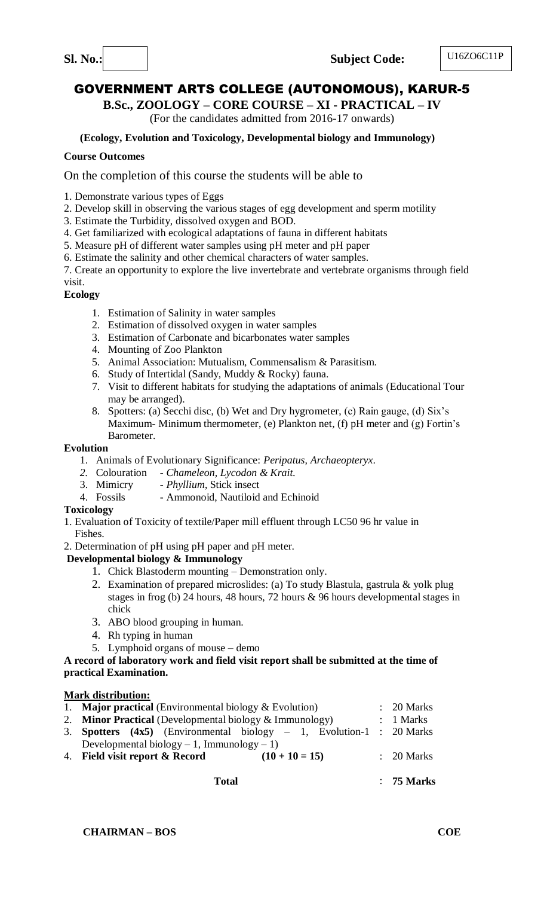**Sl. No.:** | **Subject Code:** U16ZO6C11P

# GOVERNMENT ARTS COLLEGE (AUTONOMOUS), KARUR-5

**B.Sc., ZOOLOGY – CORE COURSE – XI - PRACTICAL – IV**

(For the candidates admitted from 2016-17 onwards)

**(Ecology, Evolution and Toxicology, Developmental biology and Immunology)**

**Course Outcomes**

On the completion of this course the students will be able to

1. Demonstrate various types of Eggs
2. Develop skill in observing the various stages of egg development and sperm motility
3. Estimate the Turbidity, dissolved oxygen and BOD.
4. Get familiarized with ecological adaptations of fauna in different habitats
5. Measure pH of different water samples using pH meter and pH paper
6. Estimate the salinity and other chemical characters of water samples.
7. Create an opportunity to explore the live invertebrate and vertebrate organisms through field visit.

**Ecology**

1. Estimation of Salinity in water samples
2. Estimation of dissolved oxygen in water samples
3. Estimation of Carbonate and bicarbonates water samples
4. Mounting of Zoo Plankton
5. Animal Association: Mutualism, Commensalism & Parasitism.
6. Study of Intertidal (Sandy, Muddy & Rocky) fauna.
7. Visit to different habitats for studying the adaptations of animals (Educational Tour may be arranged).
8. Spotters: (a) Secchi disc, (b) Wet and Dry hygrometer, (c) Rain gauge, (d) Six's Maximum- Minimum thermometer, (e) Plankton net, (f) pH meter and (g) Fortin's Barometer.

**Evolution**

1. Animals of Evolutionary Significance: *Peripatus, Archaeopteryx*.
2. Colouration - *Chameleon, Lycodon & Krait.*
3. Mimicry - *Phyllium*, Stick insect
4. Fossils - Ammonoid, Nautiloid and Echinoid

**Toxicology**

1. Evaluation of Toxicity of textile/Paper mill effluent through LC50 96 hr value in Fishes.
2. Determination of pH using pH paper and pH meter.

**Developmental biology & Immunology**

1. Chick Blastoderm mounting – Demonstration only.
2. Examination of prepared microslides: (a) To study Blastula, gastrula & yolk plug stages in frog (b) 24 hours, 48 hours, 72 hours & 96 hours developmental stages in chick
3. ABO blood grouping in human.
4. Rh typing in human
5. Lymphoid organs of mouse – demo

**A record of laboratory work and field visit report shall be submitted at the time of practical Examination.**

**Mark distribution:**

1. **Major practical** (Environmental biology & Evolution) : 20 Marks
2. **Minor Practical** (Developmental biology & Immunology) : 1 Marks
3. **Spotters (4x5)** (Environmental biology – 1, Evolution-1 Developmental biology – 1, Immunology – 1) : 20 Marks
4. **Field visit report & Record** **(10 + 10 = 15)** : 20 Marks

**Total** : **75 Marks**

**CHAIRMAN – BOS** **COE**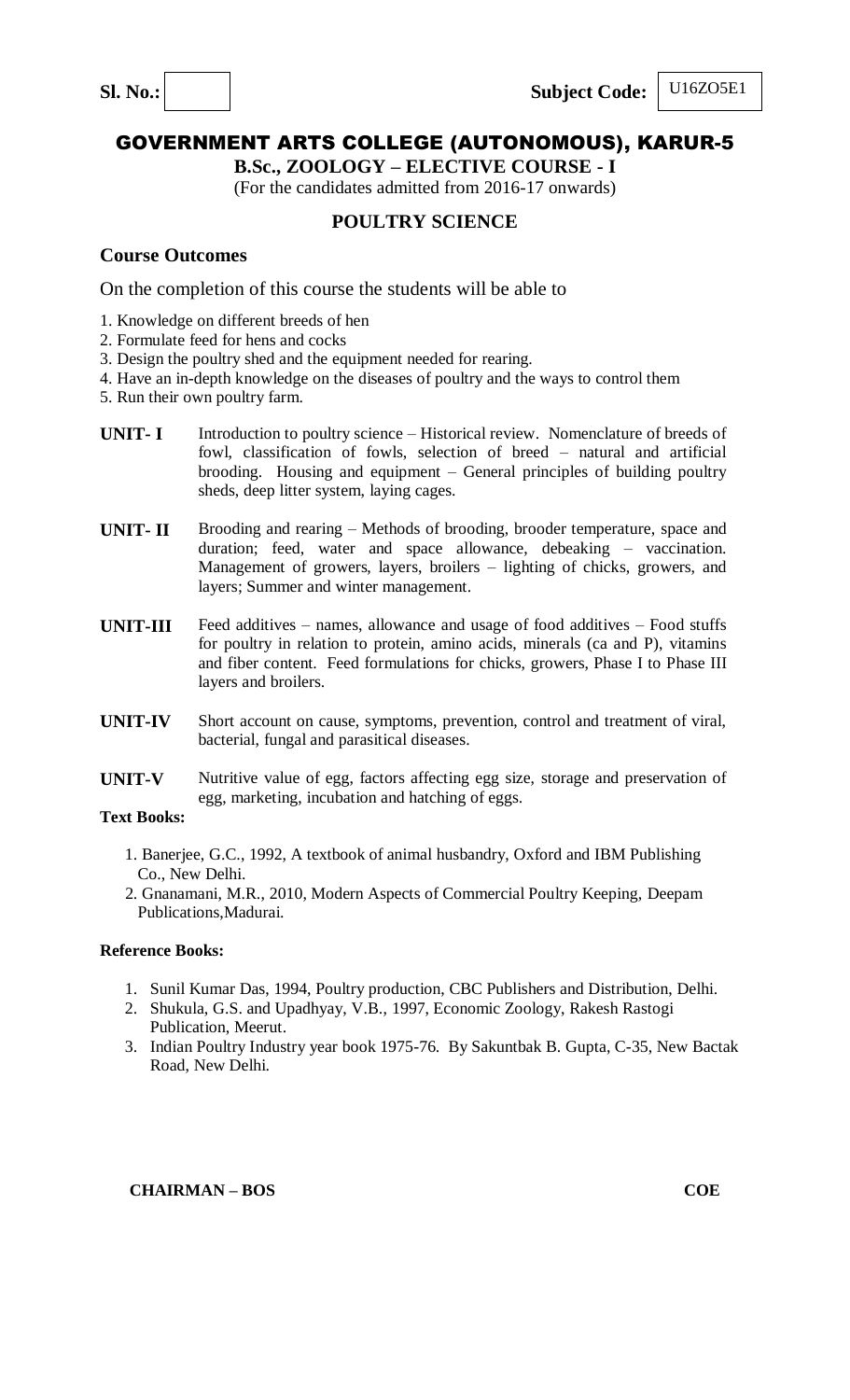**Sl. No.:** **Subject Code:** U16ZO5E1

# GOVERNMENT ARTS COLLEGE (AUTONOMOUS), KARUR-5

**B.Sc., ZOOLOGY – ELECTIVE COURSE - I**

(For the candidates admitted from 2016-17 onwards)

## POULTRY SCIENCE

### Course Outcomes

On the completion of this course the students will be able to

1. Knowledge on different breeds of hen
2. Formulate feed for hens and cocks
3. Design the poultry shed and the equipment needed for rearing.
4. Have an in-depth knowledge on the diseases of poultry and the ways to control them
5. Run their own poultry farm.

**UNIT- I** Introduction to poultry science – Historical review. Nomenclature of breeds of fowl, classification of fowls, selection of breed – natural and artificial brooding. Housing and equipment – General principles of building poultry sheds, deep litter system, laying cages.

**UNIT- II** Brooding and rearing – Methods of brooding, brooder temperature, space and duration; feed, water and space allowance, debeaking – vaccination. Management of growers, layers, broilers – lighting of chicks, growers, and layers; Summer and winter management.

**UNIT-III** Feed additives – names, allowance and usage of food additives – Food stuffs for poultry in relation to protein, amino acids, minerals (ca and P), vitamins and fiber content. Feed formulations for chicks, growers, Phase I to Phase III layers and broilers.

**UNIT-IV** Short account on cause, symptoms, prevention, control and treatment of viral, bacterial, fungal and parasitical diseases.

**UNIT-V** Nutritive value of egg, factors affecting egg size, storage and preservation of egg, marketing, incubation and hatching of eggs.

**Text Books:**

1. Banerjee, G.C., 1992, A textbook of animal husbandry, Oxford and IBM Publishing Co., New Delhi.
2. Gnanamani, M.R., 2010, Modern Aspects of Commercial Poultry Keeping, Deepam Publications,Madurai.

**Reference Books:**

1. Sunil Kumar Das, 1994, Poultry production, CBC Publishers and Distribution, Delhi.
2. Shukula, G.S. and Upadhyay, V.B., 1997, Economic Zoology, Rakesh Rastogi Publication, Meerut.
3. Indian Poultry Industry year book 1975-76. By Sakuntbak B. Gupta, C-35, New Bactak Road, New Delhi.

**CHAIRMAN – BOS** **COE**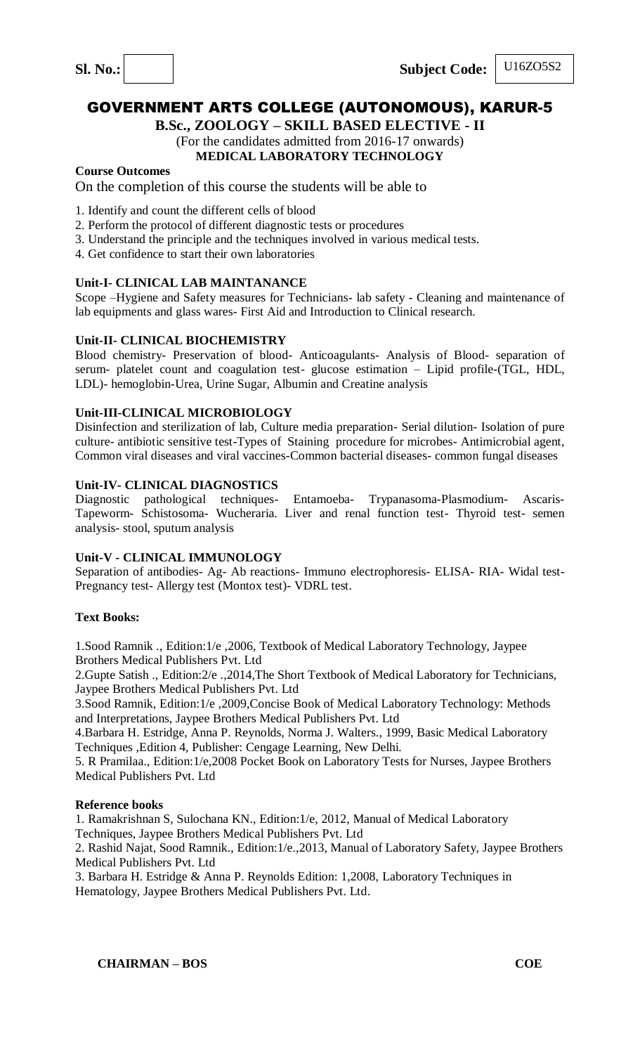**Sl. No.:** **Subject Code:** U16ZO5S2

# GOVERNMENT ARTS COLLEGE (AUTONOMOUS), KARUR-5

**B.Sc., ZOOLOGY – SKILL BASED ELECTIVE - II**

(For the candidates admitted from 2016-17 onwards)

**MEDICAL LABORATORY TECHNOLOGY**

**Course Outcomes**

On the completion of this course the students will be able to

1. Identify and count the different cells of blood
2. Perform the protocol of different diagnostic tests or procedures
3. Understand the principle and the techniques involved in various medical tests.
4. Get confidence to start their own laboratories

**Unit-I- CLINICAL LAB MAINTANANCE**

Scope –Hygiene and Safety measures for Technicians- lab safety - Cleaning and maintenance of lab equipments and glass wares- First Aid and Introduction to Clinical research.

**Unit-II- CLINICAL BIOCHEMISTRY**

Blood chemistry- Preservation of blood- Anticoagulants- Analysis of Blood- separation of serum- platelet count and coagulation test- glucose estimation – Lipid profile-(TGL, HDL, LDL)- hemoglobin-Urea, Urine Sugar, Albumin and Creatine analysis

**Unit-III-CLINICAL MICROBIOLOGY**

Disinfection and sterilization of lab, Culture media preparation- Serial dilution- Isolation of pure culture- antibiotic sensitive test-Types of Staining procedure for microbes- Antimicrobial agent, Common viral diseases and viral vaccines-Common bacterial diseases- common fungal diseases

**Unit-IV- CLINICAL DIAGNOSTICS**

Diagnostic pathological techniques- Entamoeba- Trypanasoma-Plasmodium- Ascaris-Tapeworm- Schistosoma- Wucheraria. Liver and renal function test- Thyroid test- semen analysis- stool, sputum analysis

**Unit-V - CLINICAL IMMUNOLOGY**

Separation of antibodies- Ag- Ab reactions- Immuno electrophoresis- ELISA- RIA- Widal test-Pregnancy test- Allergy test (Montox test)- VDRL test.

**Text Books:**

1.Sood Ramnik ., Edition:1/e ,2006, Textbook of Medical Laboratory Technology, Jaypee Brothers Medical Publishers Pvt. Ltd

2.Gupte Satish ., Edition:2/e .,2014,The Short Textbook of Medical Laboratory for Technicians, Jaypee Brothers Medical Publishers Pvt. Ltd

3.Sood Ramnik, Edition:1/e ,2009,Concise Book of Medical Laboratory Technology: Methods and Interpretations, Jaypee Brothers Medical Publishers Pvt. Ltd

4.Barbara H. Estridge, Anna P. Reynolds, Norma J. Walters., 1999, Basic Medical Laboratory Techniques ,Edition 4, Publisher: Cengage Learning, New Delhi.

5. R Pramilaa., Edition:1/e,2008 Pocket Book on Laboratory Tests for Nurses, Jaypee Brothers Medical Publishers Pvt. Ltd

**Reference books**

1. Ramakrishnan S, Sulochana KN., Edition:1/e, 2012, Manual of Medical Laboratory Techniques, Jaypee Brothers Medical Publishers Pvt. Ltd
2. Rashid Najat, Sood Ramnik., Edition:1/e.,2013, Manual of Laboratory Safety, Jaypee Brothers Medical Publishers Pvt. Ltd
3. Barbara H. Estridge & Anna P. Reynolds Edition: 1,2008, Laboratory Techniques in Hematology, Jaypee Brothers Medical Publishers Pvt. Ltd.

**CHAIRMAN – BOS** **COE**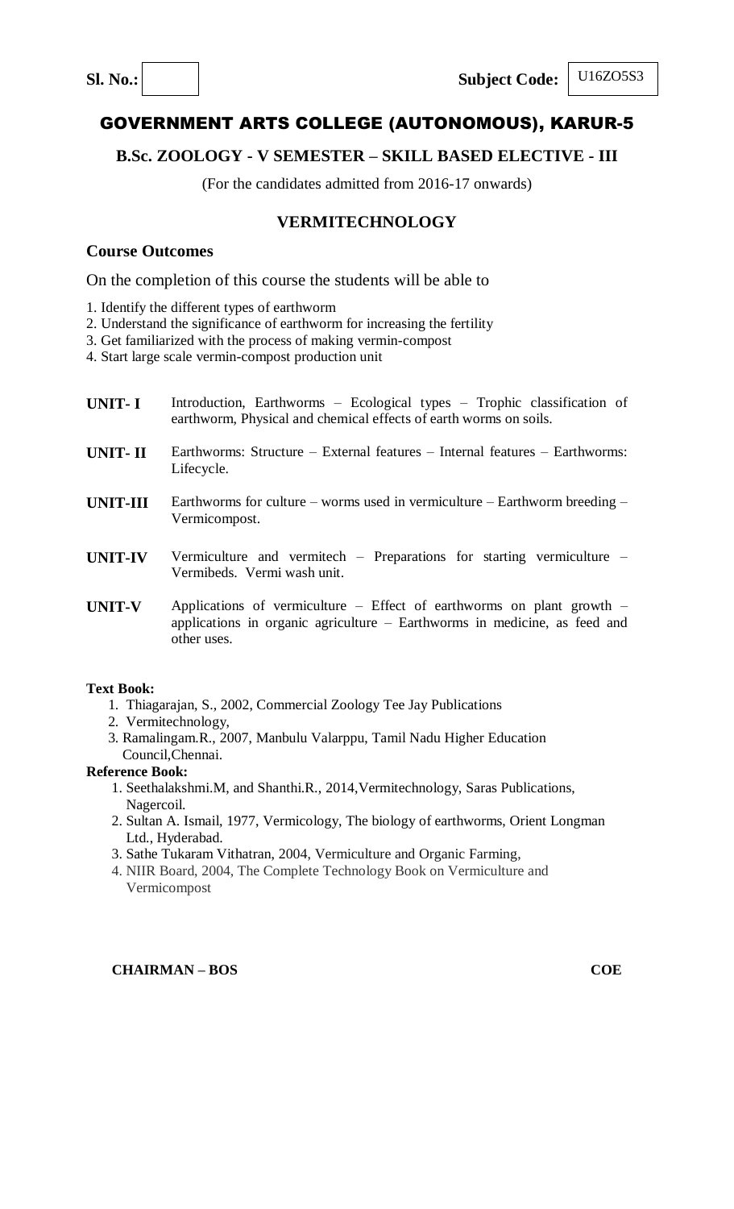**Sl. No.:** | **Subject Code:** U16ZO5S3

# GOVERNMENT ARTS COLLEGE (AUTONOMOUS), KARUR-5

## B.Sc. ZOOLOGY - V SEMESTER – SKILL BASED ELECTIVE - III

(For the candidates admitted from 2016-17 onwards)

## VERMITECHNOLOGY

### Course Outcomes

On the completion of this course the students will be able to

1. Identify the different types of earthworm
2. Understand the significance of earthworm for increasing the fertility
3. Get familiarized with the process of making vermin-compost
4. Start large scale vermin-compost production unit

**UNIT- I** Introduction, Earthworms – Ecological types – Trophic classification of earthworm, Physical and chemical effects of earth worms on soils.

**UNIT- II** Earthworms: Structure – External features – Internal features – Earthworms: Lifecycle.

**UNIT-III** Earthworms for culture – worms used in vermiculture – Earthworm breeding – Vermicompost.

**UNIT-IV** Vermiculture and vermitech – Preparations for starting vermiculture – Vermibeds. Vermi wash unit.

**UNIT-V** Applications of vermiculture – Effect of earthworms on plant growth – applications in organic agriculture – Earthworms in medicine, as feed and other uses.

**Text Book:**

1. Thiagarajan, S., 2002, Commercial Zoology Tee Jay Publications
2. Vermitechnology,
3. Ramalingam.R., 2007, Manbulu Valarppu, Tamil Nadu Higher Education Council,Chennai.

**Reference Book:**

1. Seethalakshmi.M, and Shanthi.R., 2014,Vermitechnology, Saras Publications, Nagercoil.
2. Sultan A. Ismail, 1977, Vermicology, The biology of earthworms, Orient Longman Ltd., Hyderabad.
3. Sathe Tukaram Vithatran, 2004, Vermiculture and Organic Farming,
4. NIIR Board, 2004, The Complete Technology Book on Vermiculture and Vermicompost

**CHAIRMAN – BOS** **COE**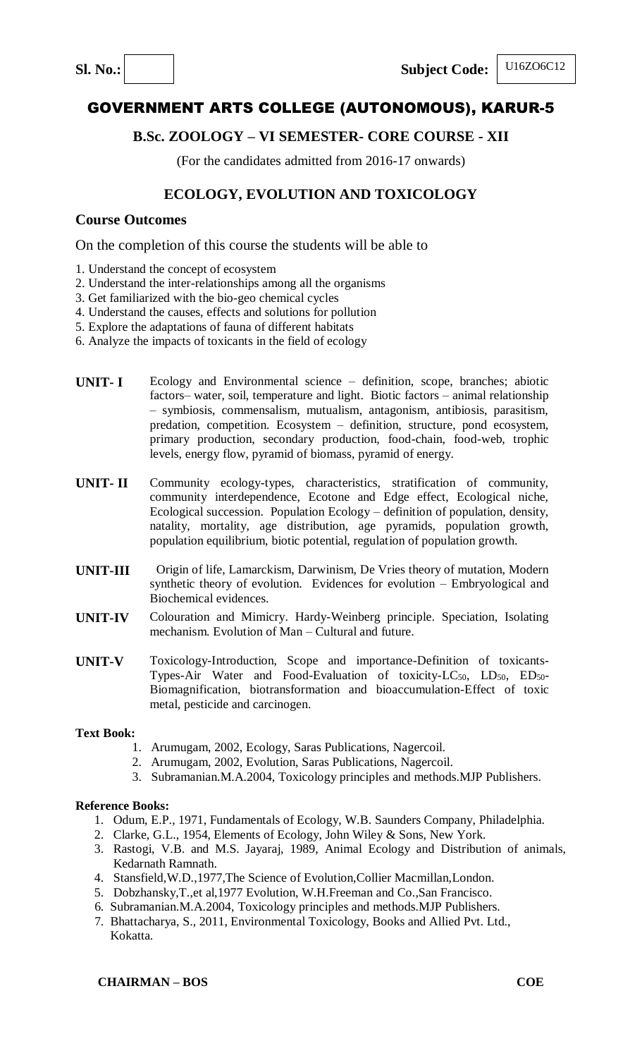**Sl. No.:** &nbsp;&nbsp;&nbsp;&nbsp;&nbsp;&nbsp;&nbsp;&nbsp;&nbsp;&nbsp;&nbsp;&nbsp;&nbsp;&nbsp;&nbsp;&nbsp;&nbsp;&nbsp;&nbsp;&nbsp;&nbsp;&nbsp;&nbsp;&nbsp;&nbsp;&nbsp;&nbsp;&nbsp;&nbsp;&nbsp;&nbsp;&nbsp;&nbsp;&nbsp;&nbsp;&nbsp;&nbsp;&nbsp;&nbsp;&nbsp;&nbsp;&nbsp;&nbsp;&nbsp; **Subject Code:** U16ZO6C12

# GOVERNMENT ARTS COLLEGE (AUTONOMOUS), KARUR-5

## B.Sc. ZOOLOGY – VI SEMESTER- CORE COURSE - XII

(For the candidates admitted from 2016-17 onwards)

## ECOLOGY, EVOLUTION AND TOXICOLOGY

### Course Outcomes

On the completion of this course the students will be able to

1. Understand the concept of ecosystem
2. Understand the inter-relationships among all the organisms
3. Get familiarized with the bio-geo chemical cycles
4. Understand the causes, effects and solutions for pollution
5. Explore the adaptations of fauna of different habitats
6. Analyze the impacts of toxicants in the field of ecology

**UNIT- I** Ecology and Environmental science – definition, scope, branches; abiotic factors– water, soil, temperature and light. Biotic factors – animal relationship – symbiosis, commensalism, mutualism, antagonism, antibiosis, parasitism, predation, competition. Ecosystem – definition, structure, pond ecosystem, primary production, secondary production, food-chain, food-web, trophic levels, energy flow, pyramid of biomass, pyramid of energy.

**UNIT- II** Community ecology-types, characteristics, stratification of community, community interdependence, Ecotone and Edge effect, Ecological niche, Ecological succession. Population Ecology – definition of population, density, natality, mortality, age distribution, age pyramids, population growth, population equilibrium, biotic potential, regulation of population growth.

**UNIT-III** Origin of life, Lamarckism, Darwinism, De Vries theory of mutation, Modern synthetic theory of evolution. Evidences for evolution – Embryological and Biochemical evidences.

**UNIT-IV** Colouration and Mimicry. Hardy-Weinberg principle. Speciation, Isolating mechanism. Evolution of Man – Cultural and future.

**UNIT-V** Toxicology-Introduction, Scope and importance-Definition of toxicants-Types-Air Water and Food-Evaluation of toxicity-$LC_{50}$, $LD_{50}$, $ED_{50}$-Biomagnification, biotransformation and bioaccumulation-Effect of toxic metal, pesticide and carcinogen.

**Text Book:**

1. Arumugam, 2002, Ecology, Saras Publications, Nagercoil.
2. Arumugam, 2002, Evolution, Saras Publications, Nagercoil.
3. Subramanian.M.A.2004, Toxicology principles and methods.MJP Publishers.

**Reference Books:**

1. Odum, E.P., 1971, Fundamentals of Ecology, W.B. Saunders Company, Philadelphia.
2. Clarke, G.L., 1954, Elements of Ecology, John Wiley & Sons, New York.
3. Rastogi, V.B. and M.S. Jayaraj, 1989, Animal Ecology and Distribution of animals, Kedarnath Ramnath.
4. Stansfield,W.D.,1977,The Science of Evolution,Collier Macmillan,London.
5. Dobzhansky,T.,et al,1977 Evolution, W.H.Freeman and Co.,San Francisco.
6. Subramanian.M.A.2004, Toxicology principles and methods.MJP Publishers.
7. Bhattacharya, S., 2011, Environmental Toxicology, Books and Allied Pvt. Ltd., Kokatta.

**CHAIRMAN – BOS** &nbsp;&nbsp;&nbsp;&nbsp;&nbsp;&nbsp;&nbsp;&nbsp;&nbsp;&nbsp;&nbsp;&nbsp;&nbsp;&nbsp;&nbsp;&nbsp;&nbsp;&nbsp;&nbsp;&nbsp;&nbsp;&nbsp;&nbsp;&nbsp;&nbsp;&nbsp;&nbsp;&nbsp;&nbsp;&nbsp;&nbsp;&nbsp;&nbsp;&nbsp;&nbsp;&nbsp;&nbsp;&nbsp;&nbsp;&nbsp;&nbsp;&nbsp;&nbsp;&nbsp;&nbsp;&nbsp;&nbsp;&nbsp;&nbsp;&nbsp; **COE**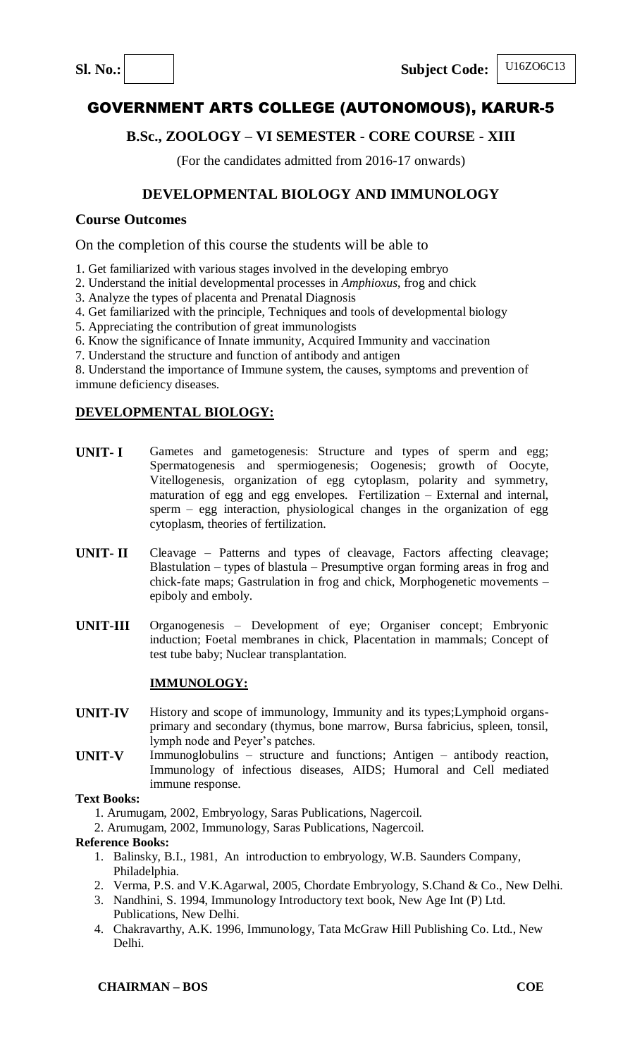**Sl. No.:** | | **Subject Code:** U16ZO6C13

# GOVERNMENT ARTS COLLEGE (AUTONOMOUS), KARUR-5

## B.Sc., ZOOLOGY – VI SEMESTER - CORE COURSE - XIII

(For the candidates admitted from 2016-17 onwards)

## DEVELOPMENTAL BIOLOGY AND IMMUNOLOGY

### Course Outcomes

On the completion of this course the students will be able to

1. Get familiarized with various stages involved in the developing embryo
2. Understand the initial developmental processes in *Amphioxus*, frog and chick
3. Analyze the types of placenta and Prenatal Diagnosis
4. Get familiarized with the principle, Techniques and tools of developmental biology
5. Appreciating the contribution of great immunologists
6. Know the significance of Innate immunity, Acquired Immunity and vaccination
7. Understand the structure and function of antibody and antigen
8. Understand the importance of Immune system, the causes, symptoms and prevention of immune deficiency diseases.

### DEVELOPMENTAL BIOLOGY:

**UNIT- I** Gametes and gametogenesis: Structure and types of sperm and egg; Spermatogenesis and spermiogenesis; Oogenesis; growth of Oocyte, Vitellogenesis, organization of egg cytoplasm, polarity and symmetry, maturation of egg and egg envelopes. Fertilization – External and internal, sperm – egg interaction, physiological changes in the organization of egg cytoplasm, theories of fertilization.

**UNIT- II** Cleavage – Patterns and types of cleavage, Factors affecting cleavage; Blastulation – types of blastula – Presumptive organ forming areas in frog and chick-fate maps; Gastrulation in frog and chick, Morphogenetic movements – epiboly and emboly.

**UNIT-III** Organogenesis – Development of eye; Organiser concept; Embryonic induction; Foetal membranes in chick, Placentation in mammals; Concept of test tube baby; Nuclear transplantation.

### IMMUNOLOGY:

**UNIT-IV** History and scope of immunology, Immunity and its types;Lymphoid organs- primary and secondary (thymus, bone marrow, Bursa fabricius, spleen, tonsil, lymph node and Peyer's patches.

**UNIT-V** Immunoglobulins – structure and functions; Antigen – antibody reaction, Immunology of infectious diseases, AIDS; Humoral and Cell mediated immune response.

**Text Books:**

1. Arumugam, 2002, Embryology, Saras Publications, Nagercoil.
2. Arumugam, 2002, Immunology, Saras Publications, Nagercoil.

**Reference Books:**

1. Balinsky, B.I., 1981, An introduction to embryology, W.B. Saunders Company, Philadelphia.
2. Verma, P.S. and V.K.Agarwal, 2005, Chordate Embryology, S.Chand & Co., New Delhi.
3. Nandhini, S. 1994, Immunology Introductory text book, New Age Int (P) Ltd. Publications, New Delhi.
4. Chakravarthy, A.K. 1996, Immunology, Tata McGraw Hill Publishing Co. Ltd., New Delhi.

**CHAIRMAN – BOS** **COE**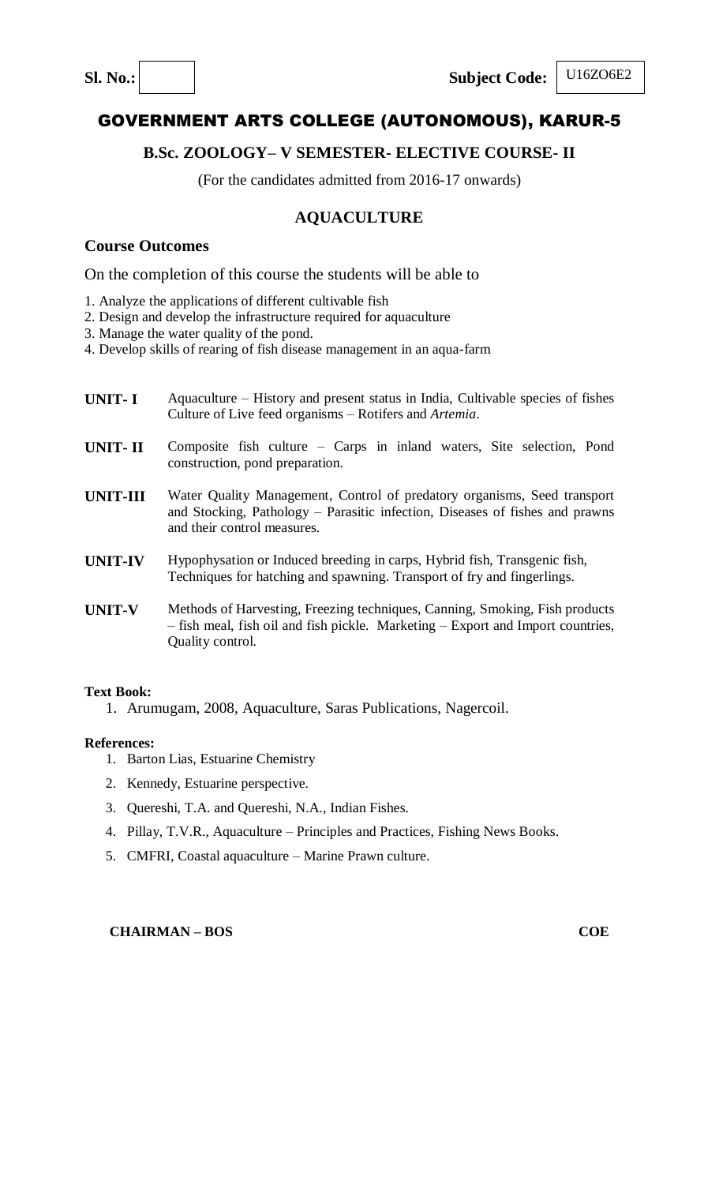**Sl. No.:** &nbsp;&nbsp;&nbsp;&nbsp;&nbsp;&nbsp;&nbsp;&nbsp;&nbsp;&nbsp; **Subject Code:** U16ZO6E2

# GOVERNMENT ARTS COLLEGE (AUTONOMOUS), KARUR-5

## B.Sc. ZOOLOGY– V SEMESTER- ELECTIVE COURSE- II

(For the candidates admitted from 2016-17 onwards)

## AQUACULTURE

### Course Outcomes

On the completion of this course the students will be able to

1. Analyze the applications of different cultivable fish
2. Design and develop the infrastructure required for aquaculture
3. Manage the water quality of the pond.
4. Develop skills of rearing of fish disease management in an aqua-farm

| | |
|---|---|
| **UNIT- I** | Aquaculture – History and present status in India, Cultivable species of fishes Culture of Live feed organisms – Rotifers and *Artemia*. |
| **UNIT- II** | Composite fish culture – Carps in inland waters, Site selection, Pond construction, pond preparation. |
| **UNIT-III** | Water Quality Management, Control of predatory organisms, Seed transport and Stocking, Pathology – Parasitic infection, Diseases of fishes and prawns and their control measures. |
| **UNIT-IV** | Hypophysation or Induced breeding in carps, Hybrid fish, Transgenic fish, Techniques for hatching and spawning. Transport of fry and fingerlings. |
| **UNIT-V** | Methods of Harvesting, Freezing techniques, Canning, Smoking, Fish products – fish meal, fish oil and fish pickle. Marketing – Export and Import countries, Quality control. |

**Text Book:**

1. Arumugam, 2008, Aquaculture, Saras Publications, Nagercoil.

**References:**

1. Barton Lias, Estuarine Chemistry
2. Kennedy, Estuarine perspective.
3. Quereshi, T.A. and Quereshi, N.A., Indian Fishes.
4. Pillay, T.V.R., Aquaculture – Principles and Practices, Fishing News Books.
5. CMFRI, Coastal aquaculture – Marine Prawn culture.

**CHAIRMAN – BOS** &nbsp;&nbsp;&nbsp;&nbsp;&nbsp;&nbsp;&nbsp;&nbsp;&nbsp;&nbsp;&nbsp;&nbsp;&nbsp;&nbsp;&nbsp;&nbsp;&nbsp;&nbsp;&nbsp;&nbsp; **COE**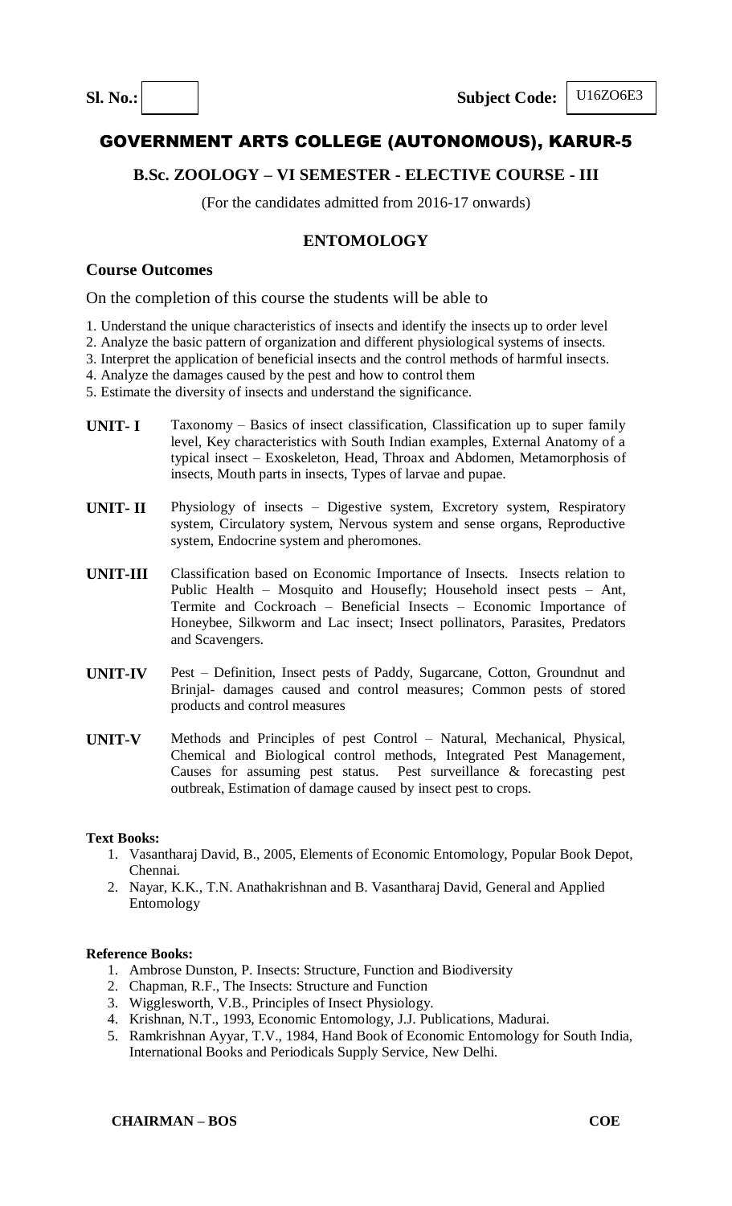**Sl. No.:** | **Subject Code:** U16ZO6E3

# GOVERNMENT ARTS COLLEGE (AUTONOMOUS), KARUR-5

## B.Sc. ZOOLOGY – VI SEMESTER - ELECTIVE COURSE - III

(For the candidates admitted from 2016-17 onwards)

## ENTOMOLOGY

### Course Outcomes

On the completion of this course the students will be able to

1. Understand the unique characteristics of insects and identify the insects up to order level
2. Analyze the basic pattern of organization and different physiological systems of insects.
3. Interpret the application of beneficial insects and the control methods of harmful insects.
4. Analyze the damages caused by the pest and how to control them
5. Estimate the diversity of insects and understand the significance.

**UNIT- I** Taxonomy – Basics of insect classification, Classification up to super family level, Key characteristics with South Indian examples, External Anatomy of a typical insect – Exoskeleton, Head, Throax and Abdomen, Metamorphosis of insects, Mouth parts in insects, Types of larvae and pupae.

**UNIT- II** Physiology of insects – Digestive system, Excretory system, Respiratory system, Circulatory system, Nervous system and sense organs, Reproductive system, Endocrine system and pheromones.

**UNIT-III** Classification based on Economic Importance of Insects. Insects relation to Public Health – Mosquito and Housefly; Household insect pests – Ant, Termite and Cockroach – Beneficial Insects – Economic Importance of Honeybee, Silkworm and Lac insect; Insect pollinators, Parasites, Predators and Scavengers.

**UNIT-IV** Pest – Definition, Insect pests of Paddy, Sugarcane, Cotton, Groundnut and Brinjal- damages caused and control measures; Common pests of stored products and control measures

**UNIT-V** Methods and Principles of pest Control – Natural, Mechanical, Physical, Chemical and Biological control methods, Integrated Pest Management, Causes for assuming pest status. Pest surveillance & forecasting pest outbreak, Estimation of damage caused by insect pest to crops.

**Text Books:**

1. Vasantharaj David, B., 2005, Elements of Economic Entomology, Popular Book Depot, Chennai.
2. Nayar, K.K., T.N. Anathakrishnan and B. Vasantharaj David, General and Applied Entomology

**Reference Books:**

1. Ambrose Dunston, P. Insects: Structure, Function and Biodiversity
2. Chapman, R.F., The Insects: Structure and Function
3. Wigglesworth, V.B., Principles of Insect Physiology.
4. Krishnan, N.T., 1993, Economic Entomology, J.J. Publications, Madurai.
5. Ramkrishnan Ayyar, T.V., 1984, Hand Book of Economic Entomology for South India, International Books and Periodicals Supply Service, New Delhi.

**CHAIRMAN – BOS** **COE**